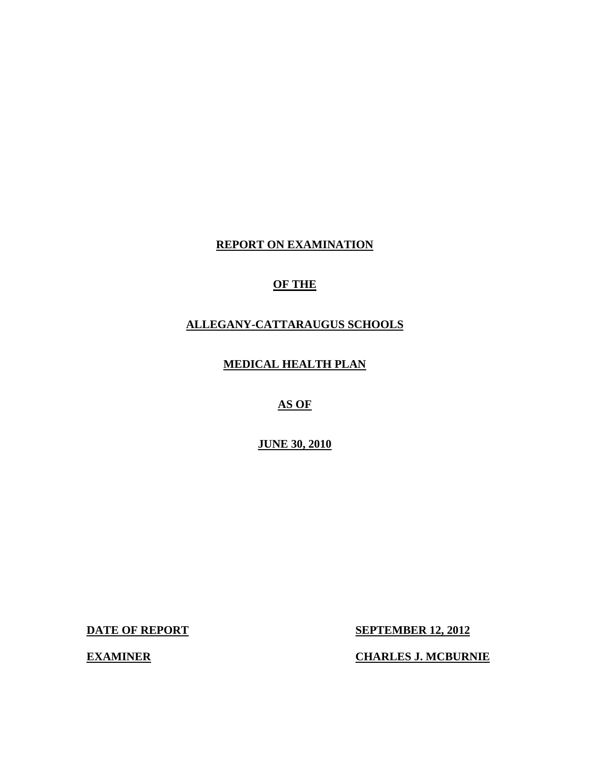**REPORT ON EXAMINATION**

**OF THE**

**ALLEGANY-CATTARAUGUS SCHOOLS**

**MEDICAL HEALTH PLAN**

**AS OF**

**JUNE 30, 2010**

**DATE OF REPORT** **SEPTEMBER 12, 2012**

**EXAMINER** **CHARLES J. MCBURNIE**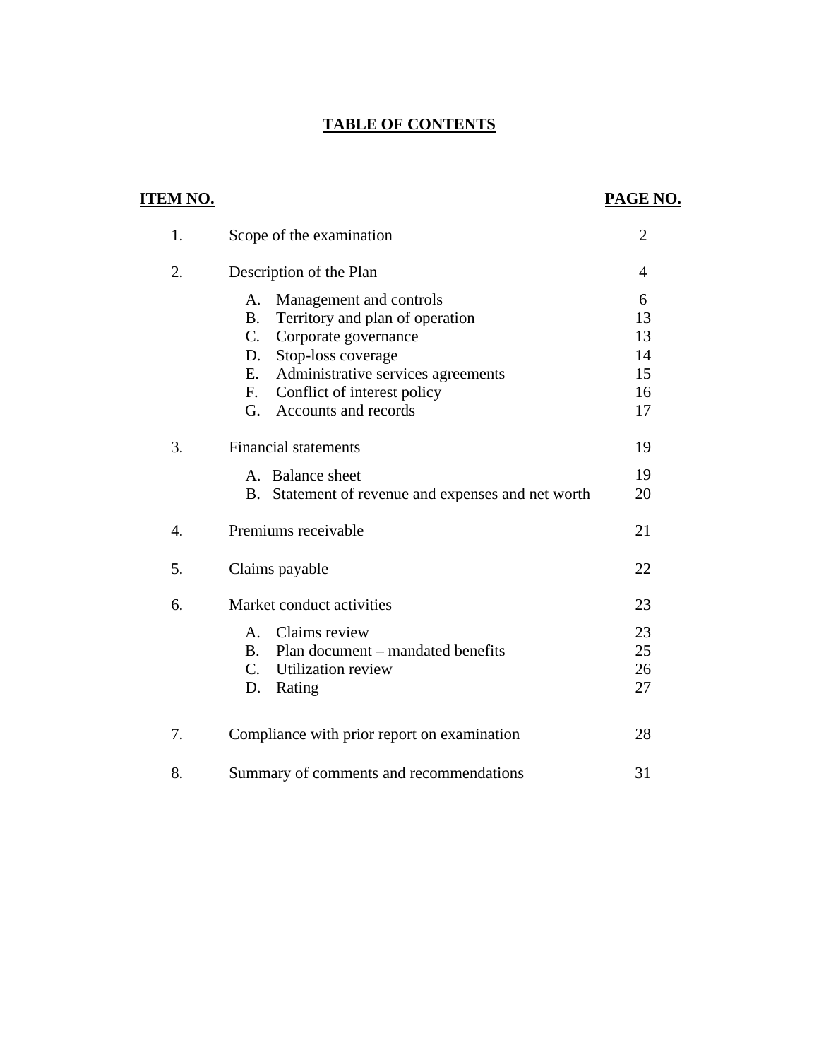# TABLE OF CONTENTS

| ITEM NO. | | PAGE NO. |
|---|---|---|
| 1. | Scope of the examination | 2 |
| 2. | Description of the Plan | 4 |
| | A. Management and controls | 6 |
| | B. Territory and plan of operation | 13 |
| | C. Corporate governance | 13 |
| | D. Stop-loss coverage | 14 |
| | E. Administrative services agreements | 15 |
| | F. Conflict of interest policy | 16 |
| | G. Accounts and records | 17 |
| 3. | Financial statements | 19 |
| | A. Balance sheet | 19 |
| | B. Statement of revenue and expenses and net worth | 20 |
| 4. | Premiums receivable | 21 |
| 5. | Claims payable | 22 |
| 6. | Market conduct activities | 23 |
| | A. Claims review | 23 |
| | B. Plan document – mandated benefits | 25 |
| | C. Utilization review | 26 |
| | D. Rating | 27 |
| 7. | Compliance with prior report on examination | 28 |
| 8. | Summary of comments and recommendations | 31 |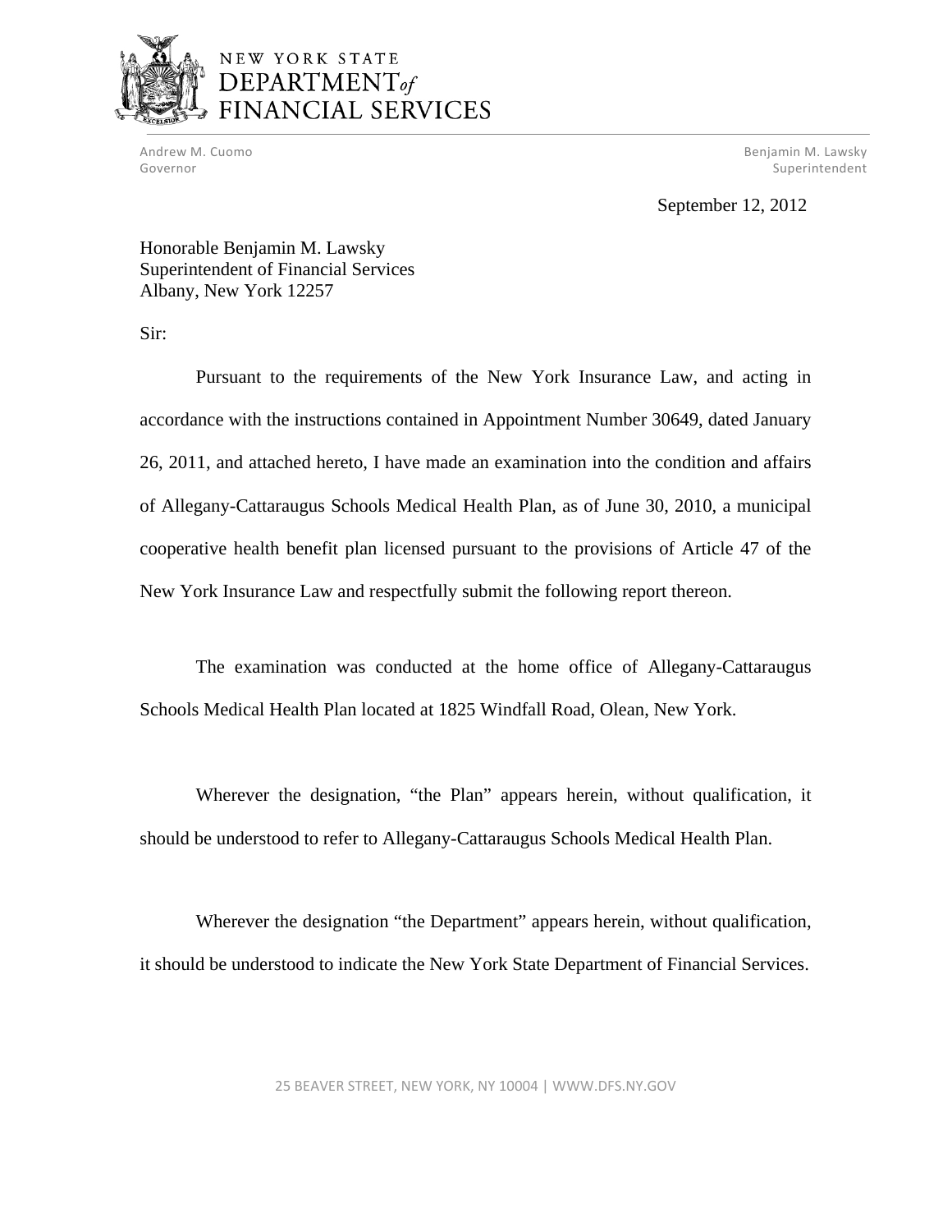NEW YORK STATE
DEPARTMENT *of*
FINANCIAL SERVICES

Andrew M. Cuomo
Governor

Benjamin M. Lawsky
Superintendent

September 12, 2012

Honorable Benjamin M. Lawsky
Superintendent of Financial Services
Albany, New York 12257

Sir:

Pursuant to the requirements of the New York Insurance Law, and acting in accordance with the instructions contained in Appointment Number 30649, dated January 26, 2011, and attached hereto, I have made an examination into the condition and affairs of Allegany-Cattaraugus Schools Medical Health Plan, as of June 30, 2010, a municipal cooperative health benefit plan licensed pursuant to the provisions of Article 47 of the New York Insurance Law and respectfully submit the following report thereon.

The examination was conducted at the home office of Allegany-Cattaraugus Schools Medical Health Plan located at 1825 Windfall Road, Olean, New York.

Wherever the designation, "the Plan" appears herein, without qualification, it should be understood to refer to Allegany-Cattaraugus Schools Medical Health Plan.

Wherever the designation "the Department" appears herein, without qualification, it should be understood to indicate the New York State Department of Financial Services.

25 BEAVER STREET, NEW YORK, NY 10004 | WWW.DFS.NY.GOV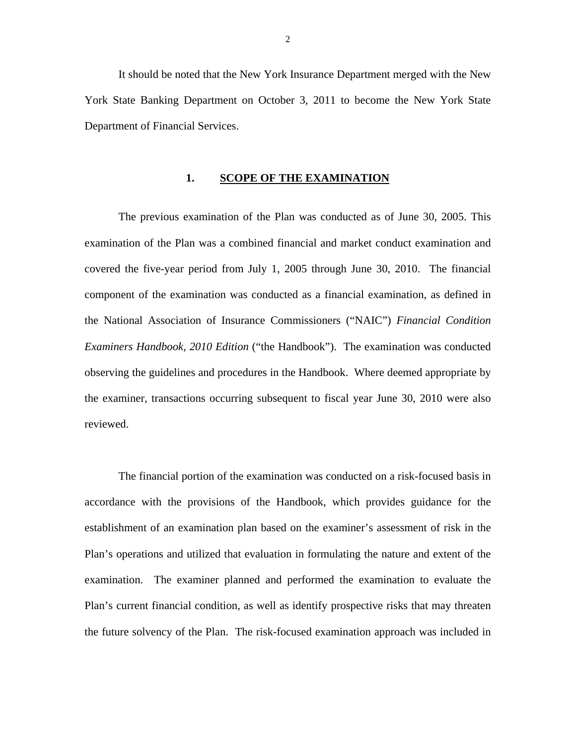It should be noted that the New York Insurance Department merged with the New York State Banking Department on October 3, 2011 to become the New York State Department of Financial Services.

## 1. SCOPE OF THE EXAMINATION

The previous examination of the Plan was conducted as of June 30, 2005. This examination of the Plan was a combined financial and market conduct examination and covered the five-year period from July 1, 2005 through June 30, 2010. The financial component of the examination was conducted as a financial examination, as defined in the National Association of Insurance Commissioners ("NAIC") *Financial Condition Examiners Handbook, 2010 Edition* ("the Handbook"). The examination was conducted observing the guidelines and procedures in the Handbook. Where deemed appropriate by the examiner, transactions occurring subsequent to fiscal year June 30, 2010 were also reviewed.

The financial portion of the examination was conducted on a risk-focused basis in accordance with the provisions of the Handbook, which provides guidance for the establishment of an examination plan based on the examiner's assessment of risk in the Plan's operations and utilized that evaluation in formulating the nature and extent of the examination. The examiner planned and performed the examination to evaluate the Plan's current financial condition, as well as identify prospective risks that may threaten the future solvency of the Plan. The risk-focused examination approach was included in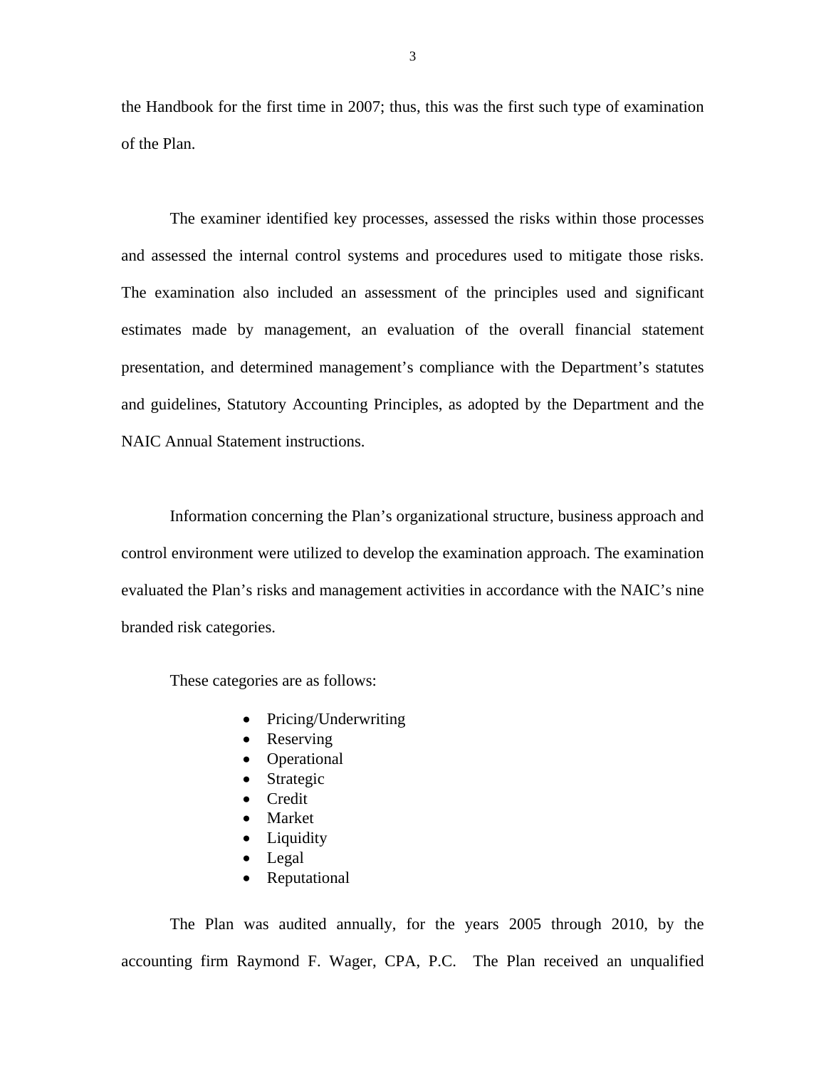the Handbook for the first time in 2007; thus, this was the first such type of examination of the Plan.

The examiner identified key processes, assessed the risks within those processes and assessed the internal control systems and procedures used to mitigate those risks. The examination also included an assessment of the principles used and significant estimates made by management, an evaluation of the overall financial statement presentation, and determined management's compliance with the Department's statutes and guidelines, Statutory Accounting Principles, as adopted by the Department and the NAIC Annual Statement instructions.

Information concerning the Plan's organizational structure, business approach and control environment were utilized to develop the examination approach. The examination evaluated the Plan's risks and management activities in accordance with the NAIC's nine branded risk categories.

These categories are as follows:

- Pricing/Underwriting
- Reserving
- Operational
- Strategic
- Credit
- Market
- Liquidity
- Legal
- Reputational

The Plan was audited annually, for the years 2005 through 2010, by the accounting firm Raymond F. Wager, CPA, P.C. The Plan received an unqualified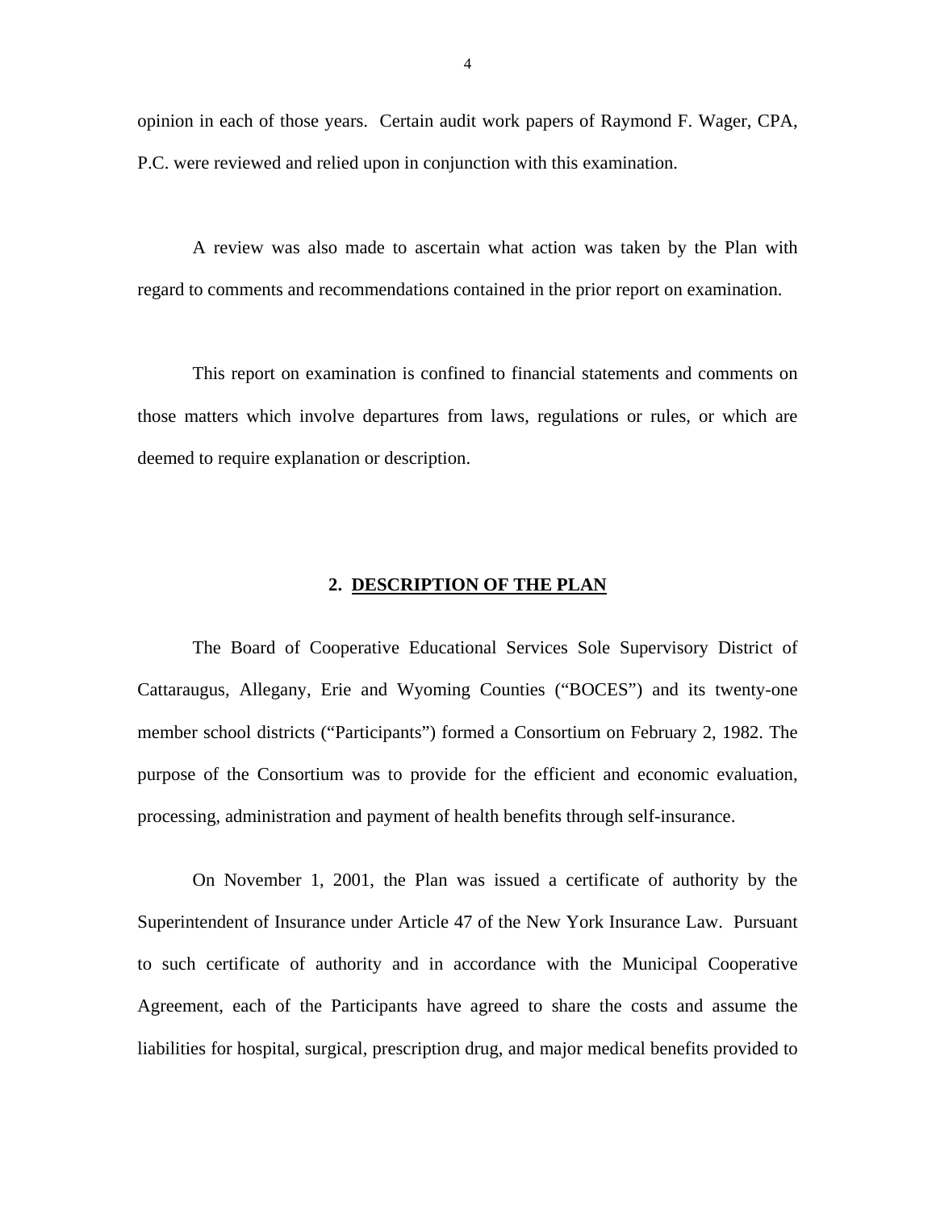opinion in each of those years. Certain audit work papers of Raymond F. Wager, CPA, P.C. were reviewed and relied upon in conjunction with this examination.

A review was also made to ascertain what action was taken by the Plan with regard to comments and recommendations contained in the prior report on examination.

This report on examination is confined to financial statements and comments on those matters which involve departures from laws, regulations or rules, or which are deemed to require explanation or description.

## 2. DESCRIPTION OF THE PLAN

The Board of Cooperative Educational Services Sole Supervisory District of Cattaraugus, Allegany, Erie and Wyoming Counties ("BOCES") and its twenty-one member school districts ("Participants") formed a Consortium on February 2, 1982. The purpose of the Consortium was to provide for the efficient and economic evaluation, processing, administration and payment of health benefits through self-insurance.

On November 1, 2001, the Plan was issued a certificate of authority by the Superintendent of Insurance under Article 47 of the New York Insurance Law. Pursuant to such certificate of authority and in accordance with the Municipal Cooperative Agreement, each of the Participants have agreed to share the costs and assume the liabilities for hospital, surgical, prescription drug, and major medical benefits provided to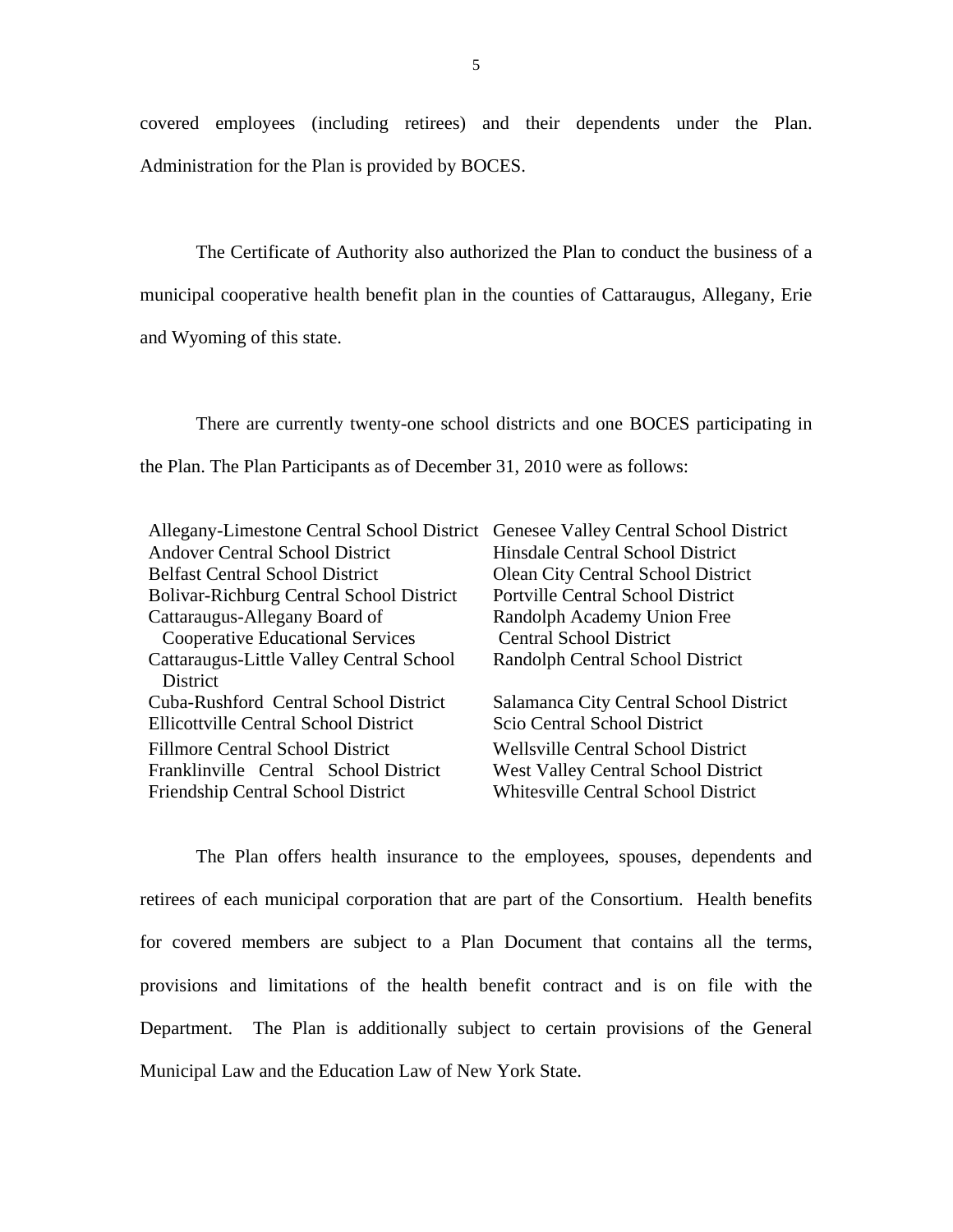covered employees (including retirees) and their dependents under the Plan. Administration for the Plan is provided by BOCES.

The Certificate of Authority also authorized the Plan to conduct the business of a municipal cooperative health benefit plan in the counties of Cattaraugus, Allegany, Erie and Wyoming of this state.

There are currently twenty-one school districts and one BOCES participating in the Plan. The Plan Participants as of December 31, 2010 were as follows:

| | |
|---|---|
| Allegany-Limestone Central School District | Genesee Valley Central School District |
| Andover Central School District | Hinsdale Central School District |
| Belfast Central School District | Olean City Central School District |
| Bolivar-Richburg Central School District | Portville Central School District |
| Cattaraugus-Allegany Board of Cooperative Educational Services | Randolph Academy Union Free Central School District |
| Cattaraugus-Little Valley Central School District | Randolph Central School District |
| Cuba-Rushford Central School District | Salamanca City Central School District |
| Ellicottville Central School District | Scio Central School District |
| Fillmore Central School District | Wellsville Central School District |
| Franklinville Central School District | West Valley Central School District |
| Friendship Central School District | Whitesville Central School District |

The Plan offers health insurance to the employees, spouses, dependents and retirees of each municipal corporation that are part of the Consortium. Health benefits for covered members are subject to a Plan Document that contains all the terms, provisions and limitations of the health benefit contract and is on file with the Department. The Plan is additionally subject to certain provisions of the General Municipal Law and the Education Law of New York State.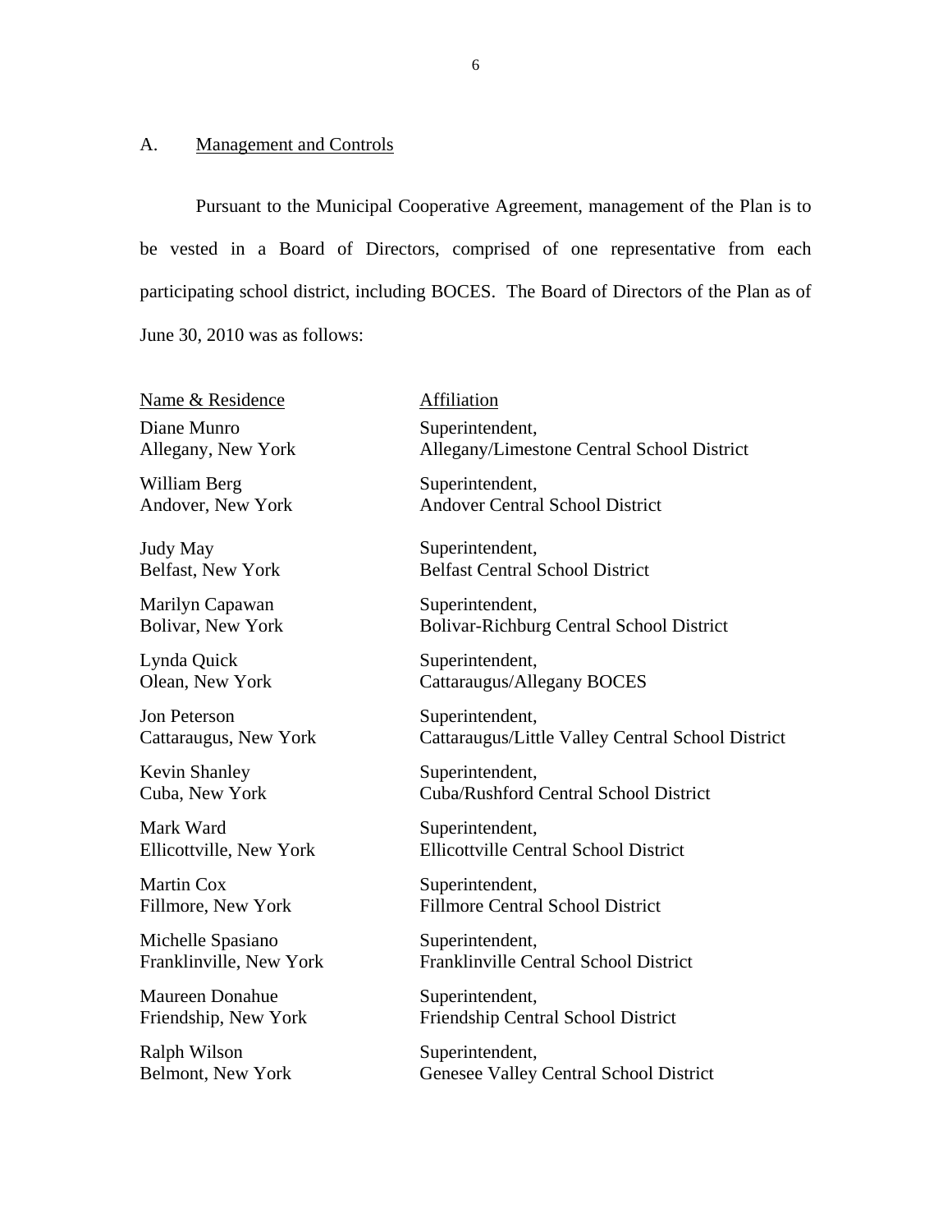## A. Management and Controls

Pursuant to the Municipal Cooperative Agreement, management of the Plan is to be vested in a Board of Directors, comprised of one representative from each participating school district, including BOCES. The Board of Directors of the Plan as of June 30, 2010 was as follows:

| Name & Residence | Affiliation |
|---|---|
| Diane Munro<br>Allegany, New York | Superintendent,<br>Allegany/Limestone Central School District |
| William Berg<br>Andover, New York | Superintendent,<br>Andover Central School District |
| Judy May<br>Belfast, New York | Superintendent,<br>Belfast Central School District |
| Marilyn Capawan<br>Bolivar, New York | Superintendent,<br>Bolivar-Richburg Central School District |
| Lynda Quick<br>Olean, New York | Superintendent,<br>Cattaraugus/Allegany BOCES |
| Jon Peterson<br>Cattaraugus, New York | Superintendent,<br>Cattaraugus/Little Valley Central School District |
| Kevin Shanley<br>Cuba, New York | Superintendent,<br>Cuba/Rushford Central School District |
| Mark Ward<br>Ellicottville, New York | Superintendent,<br>Ellicottville Central School District |
| Martin Cox<br>Fillmore, New York | Superintendent,<br>Fillmore Central School District |
| Michelle Spasiano<br>Franklinville, New York | Superintendent,<br>Franklinville Central School District |
| Maureen Donahue<br>Friendship, New York | Superintendent,<br>Friendship Central School District |
| Ralph Wilson<br>Belmont, New York | Superintendent,<br>Genesee Valley Central School District |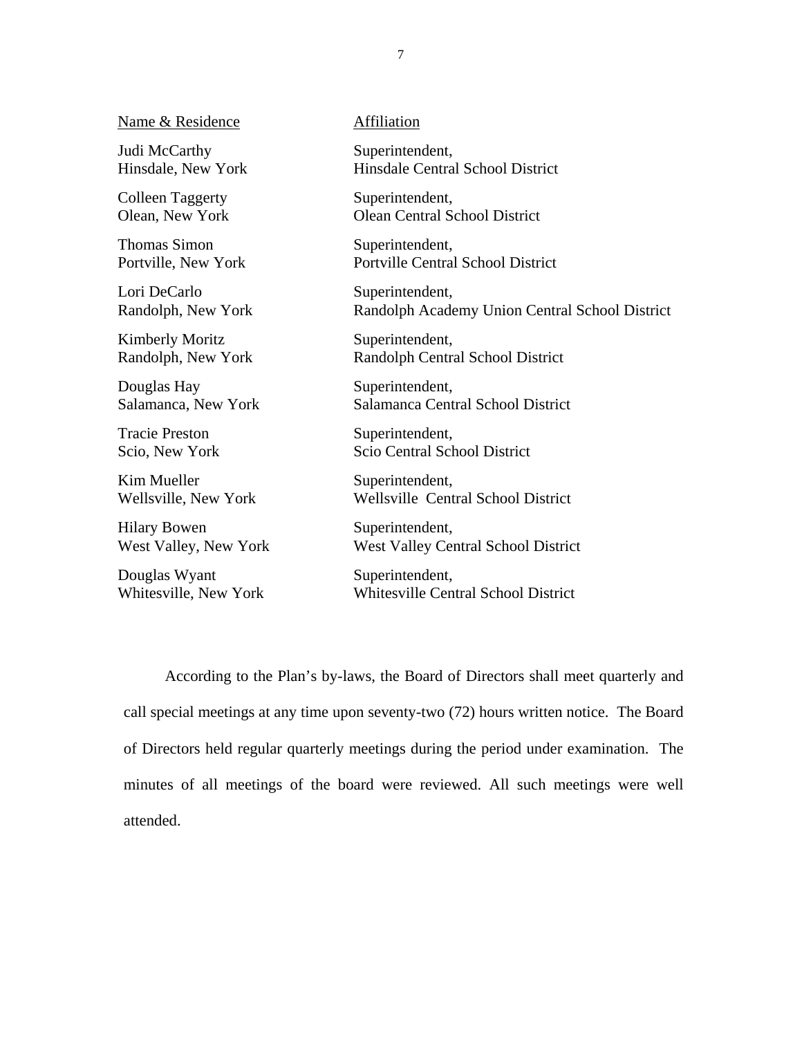| Name & Residence | Affiliation |
| --- | --- |
| Judi McCarthy<br>Hinsdale, New York | Superintendent,<br>Hinsdale Central School District |
| Colleen Taggerty<br>Olean, New York | Superintendent,<br>Olean Central School District |
| Thomas Simon<br>Portville, New York | Superintendent,<br>Portville Central School District |
| Lori DeCarlo<br>Randolph, New York | Superintendent,<br>Randolph Academy Union Central School District |
| Kimberly Moritz<br>Randolph, New York | Superintendent,<br>Randolph Central School District |
| Douglas Hay<br>Salamanca, New York | Superintendent,<br>Salamanca Central School District |
| Tracie Preston<br>Scio, New York | Superintendent,<br>Scio Central School District |
| Kim Mueller<br>Wellsville, New York | Superintendent,<br>Wellsville Central School District |
| Hilary Bowen<br>West Valley, New York | Superintendent,<br>West Valley Central School District |
| Douglas Wyant<br>Whitesville, New York | Superintendent,<br>Whitesville Central School District |

According to the Plan's by-laws, the Board of Directors shall meet quarterly and call special meetings at any time upon seventy-two (72) hours written notice. The Board of Directors held regular quarterly meetings during the period under examination. The minutes of all meetings of the board were reviewed. All such meetings were well attended.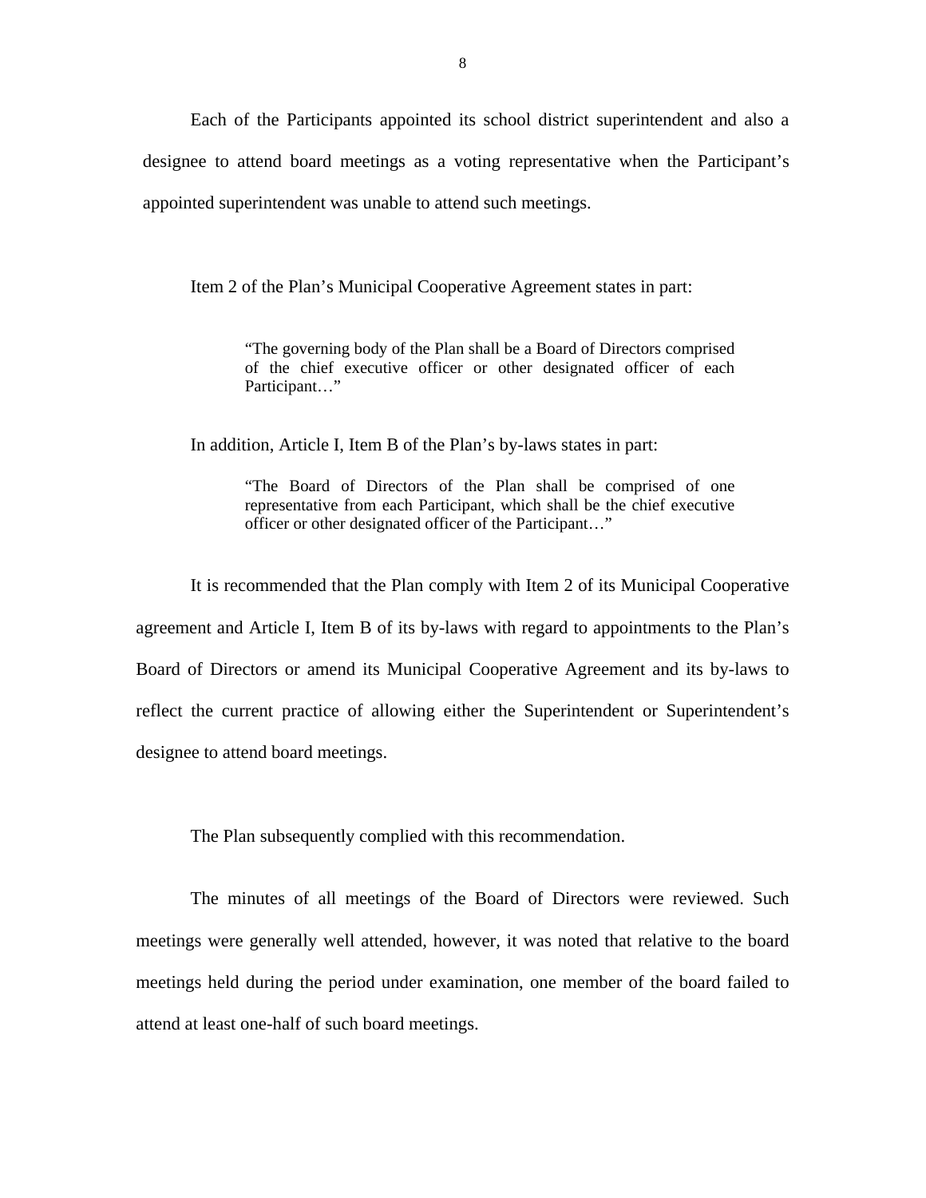Each of the Participants appointed its school district superintendent and also a designee to attend board meetings as a voting representative when the Participant's appointed superintendent was unable to attend such meetings.

Item 2 of the Plan's Municipal Cooperative Agreement states in part:

> "The governing body of the Plan shall be a Board of Directors comprised of the chief executive officer or other designated officer of each Participant…"

In addition, Article I, Item B of the Plan's by-laws states in part:

> "The Board of Directors of the Plan shall be comprised of one representative from each Participant, which shall be the chief executive officer or other designated officer of the Participant…"

It is recommended that the Plan comply with Item 2 of its Municipal Cooperative agreement and Article I, Item B of its by-laws with regard to appointments to the Plan's Board of Directors or amend its Municipal Cooperative Agreement and its by-laws to reflect the current practice of allowing either the Superintendent or Superintendent's designee to attend board meetings.

The Plan subsequently complied with this recommendation.

The minutes of all meetings of the Board of Directors were reviewed. Such meetings were generally well attended, however, it was noted that relative to the board meetings held during the period under examination, one member of the board failed to attend at least one-half of such board meetings.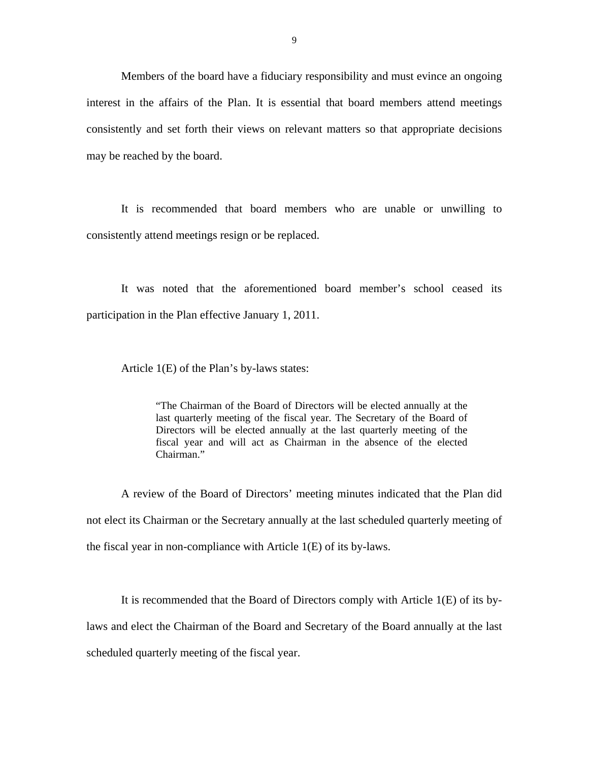Members of the board have a fiduciary responsibility and must evince an ongoing interest in the affairs of the Plan. It is essential that board members attend meetings consistently and set forth their views on relevant matters so that appropriate decisions may be reached by the board.

It is recommended that board members who are unable or unwilling to consistently attend meetings resign or be replaced.

It was noted that the aforementioned board member's school ceased its participation in the Plan effective January 1, 2011.

Article 1(E) of the Plan's by-laws states:

> "The Chairman of the Board of Directors will be elected annually at the last quarterly meeting of the fiscal year. The Secretary of the Board of Directors will be elected annually at the last quarterly meeting of the fiscal year and will act as Chairman in the absence of the elected Chairman."

A review of the Board of Directors' meeting minutes indicated that the Plan did not elect its Chairman or the Secretary annually at the last scheduled quarterly meeting of the fiscal year in non-compliance with Article 1(E) of its by-laws.

It is recommended that the Board of Directors comply with Article 1(E) of its by-laws and elect the Chairman of the Board and Secretary of the Board annually at the last scheduled quarterly meeting of the fiscal year.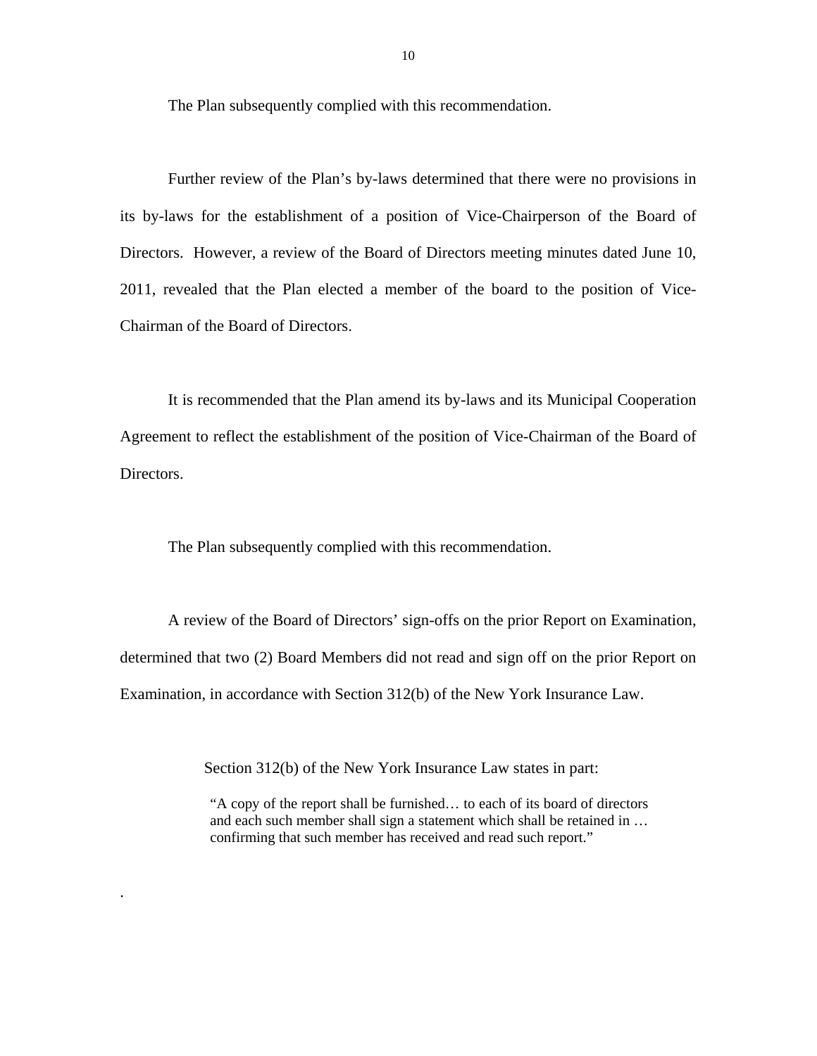The Plan subsequently complied with this recommendation.

Further review of the Plan's by-laws determined that there were no provisions in its by-laws for the establishment of a position of Vice-Chairperson of the Board of Directors. However, a review of the Board of Directors meeting minutes dated June 10, 2011, revealed that the Plan elected a member of the board to the position of Vice-Chairman of the Board of Directors.

It is recommended that the Plan amend its by-laws and its Municipal Cooperation Agreement to reflect the establishment of the position of Vice-Chairman of the Board of Directors.

The Plan subsequently complied with this recommendation.

A review of the Board of Directors' sign-offs on the prior Report on Examination, determined that two (2) Board Members did not read and sign off on the prior Report on Examination, in accordance with Section 312(b) of the New York Insurance Law.

Section 312(b) of the New York Insurance Law states in part:

> "A copy of the report shall be furnished… to each of its board of directors and each such member shall sign a statement which shall be retained in … confirming that such member has received and read such report."

.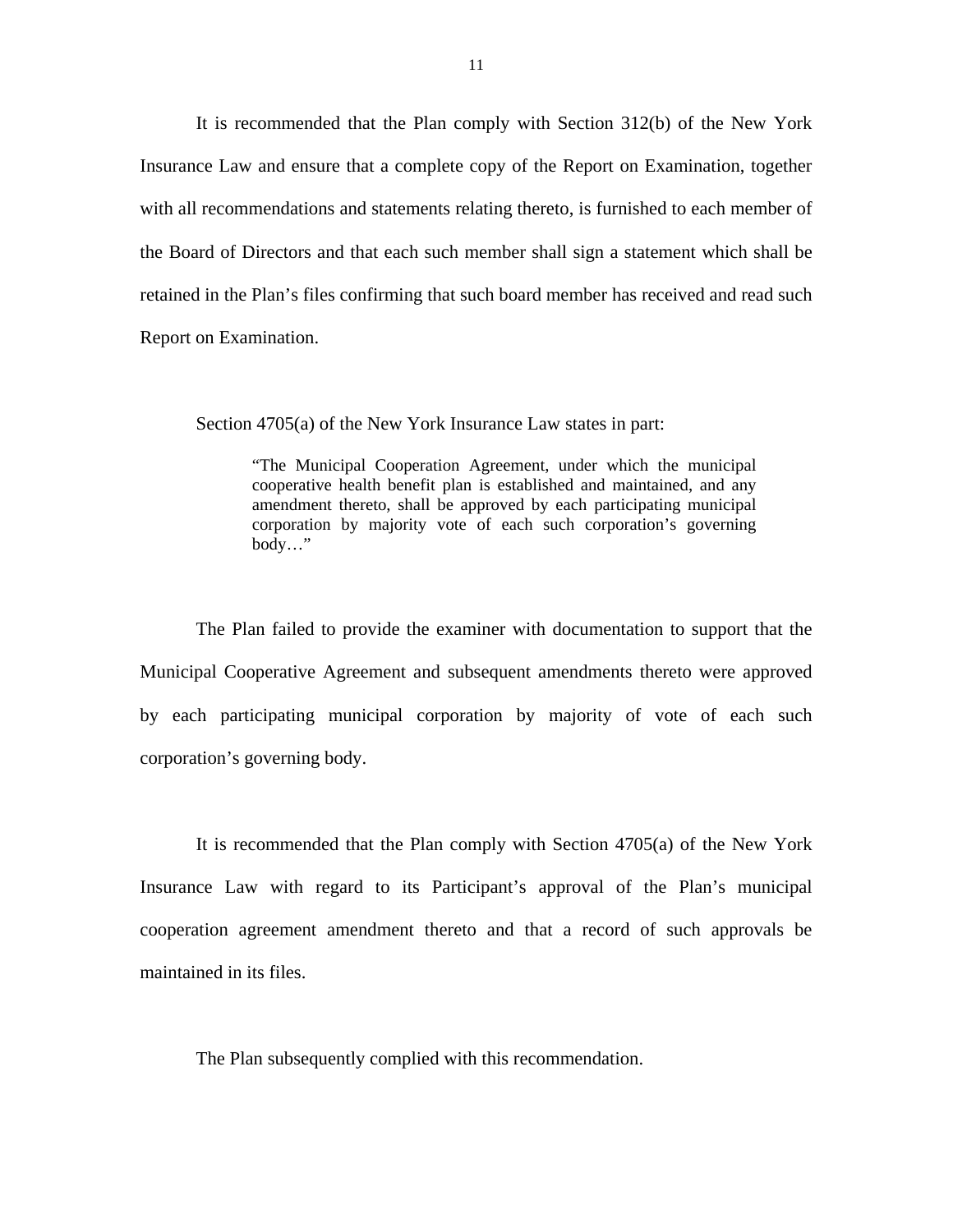It is recommended that the Plan comply with Section 312(b) of the New York Insurance Law and ensure that a complete copy of the Report on Examination, together with all recommendations and statements relating thereto, is furnished to each member of the Board of Directors and that each such member shall sign a statement which shall be retained in the Plan's files confirming that such board member has received and read such Report on Examination.

Section 4705(a) of the New York Insurance Law states in part:

> "The Municipal Cooperation Agreement, under which the municipal cooperative health benefit plan is established and maintained, and any amendment thereto, shall be approved by each participating municipal corporation by majority vote of each such corporation's governing body…"

The Plan failed to provide the examiner with documentation to support that the Municipal Cooperative Agreement and subsequent amendments thereto were approved by each participating municipal corporation by majority of vote of each such corporation's governing body.

It is recommended that the Plan comply with Section 4705(a) of the New York Insurance Law with regard to its Participant's approval of the Plan's municipal cooperation agreement amendment thereto and that a record of such approvals be maintained in its files.

The Plan subsequently complied with this recommendation.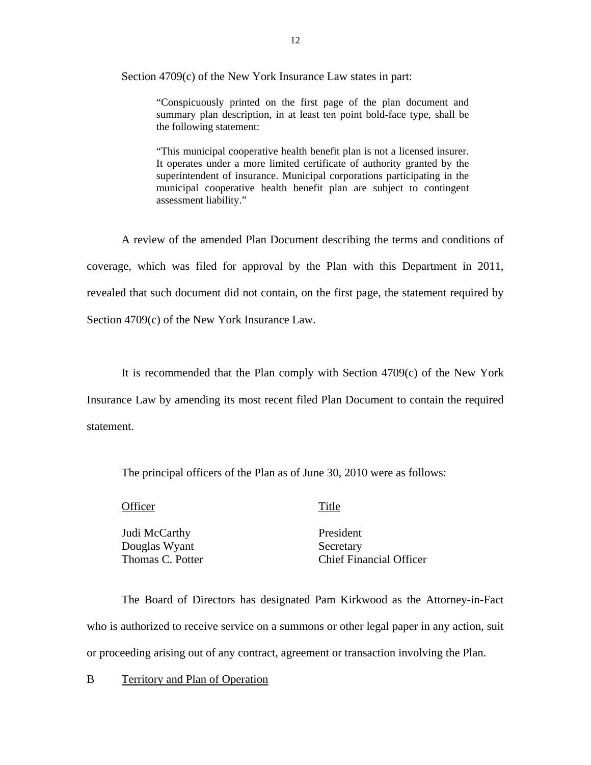Section 4709(c) of the New York Insurance Law states in part:

> "Conspicuously printed on the first page of the plan document and summary plan description, in at least ten point bold-face type, shall be the following statement:
>
> "This municipal cooperative health benefit plan is not a licensed insurer. It operates under a more limited certificate of authority granted by the superintendent of insurance. Municipal corporations participating in the municipal cooperative health benefit plan are subject to contingent assessment liability."

A review of the amended Plan Document describing the terms and conditions of coverage, which was filed for approval by the Plan with this Department in 2011, revealed that such document did not contain, on the first page, the statement required by Section 4709(c) of the New York Insurance Law.

It is recommended that the Plan comply with Section 4709(c) of the New York Insurance Law by amending its most recent filed Plan Document to contain the required statement.

The principal officers of the Plan as of June 30, 2010 were as follows:

| Officer | Title |
|---|---|
| Judi McCarthy | President |
| Douglas Wyant | Secretary |
| Thomas C. Potter | Chief Financial Officer |

The Board of Directors has designated Pam Kirkwood as the Attorney-in-Fact who is authorized to receive service on a summons or other legal paper in any action, suit or proceeding arising out of any contract, agreement or transaction involving the Plan.

## B Territory and Plan of Operation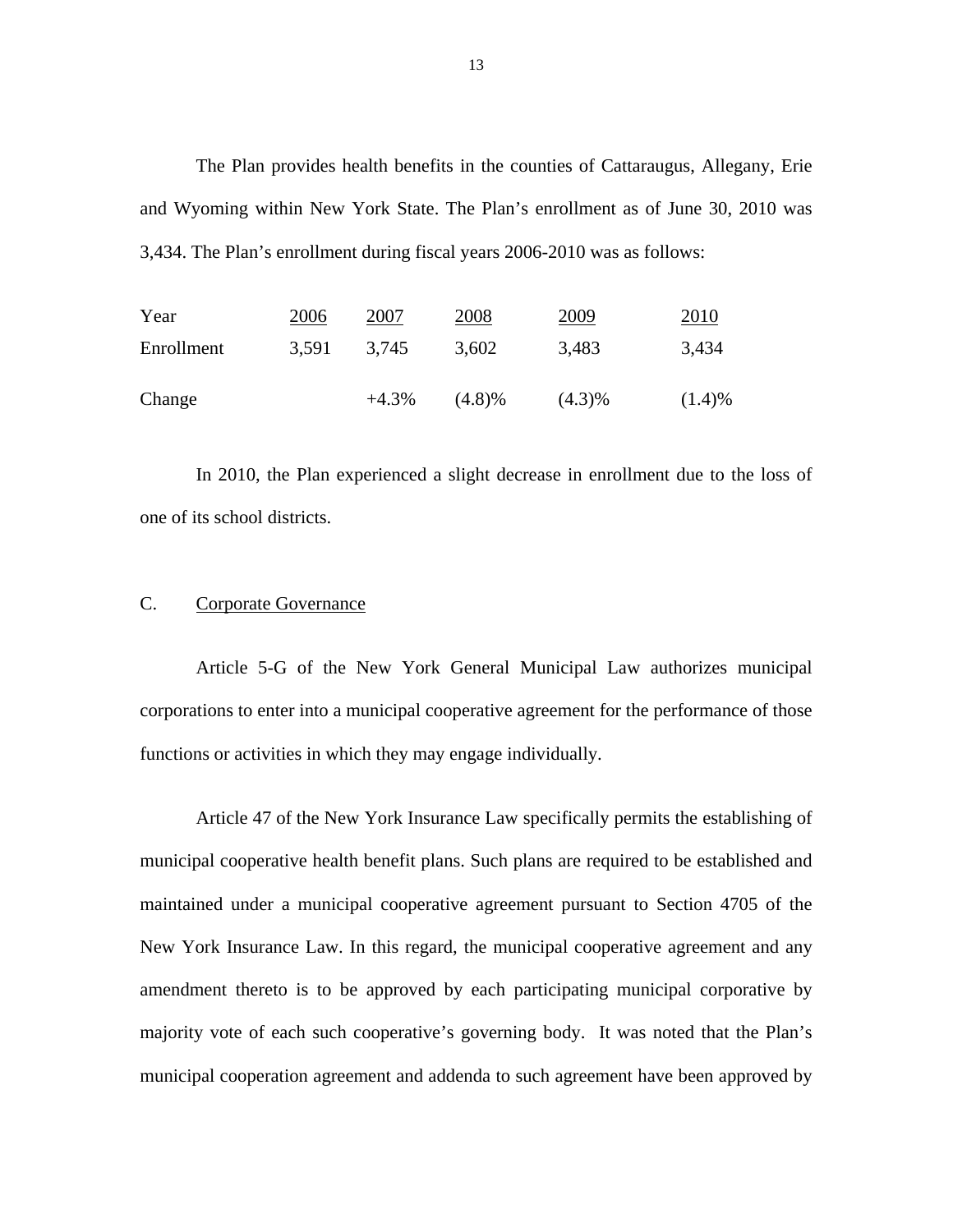The Plan provides health benefits in the counties of Cattaraugus, Allegany, Erie and Wyoming within New York State. The Plan's enrollment as of June 30, 2010 was 3,434. The Plan's enrollment during fiscal years 2006-2010 was as follows:

| Year | 2006 | 2007 | 2008 | 2009 | 2010 |
|---|---|---|---|---|---|
| Enrollment | 3,591 | 3,745 | 3,602 | 3,483 | 3,434 |
| Change | | +4.3% | (4.8)% | (4.3)% | (1.4)% |

In 2010, the Plan experienced a slight decrease in enrollment due to the loss of one of its school districts.

## C. Corporate Governance

Article 5-G of the New York General Municipal Law authorizes municipal corporations to enter into a municipal cooperative agreement for the performance of those functions or activities in which they may engage individually.

Article 47 of the New York Insurance Law specifically permits the establishing of municipal cooperative health benefit plans. Such plans are required to be established and maintained under a municipal cooperative agreement pursuant to Section 4705 of the New York Insurance Law. In this regard, the municipal cooperative agreement and any amendment thereto is to be approved by each participating municipal corporative by majority vote of each such cooperative's governing body. It was noted that the Plan's municipal cooperation agreement and addenda to such agreement have been approved by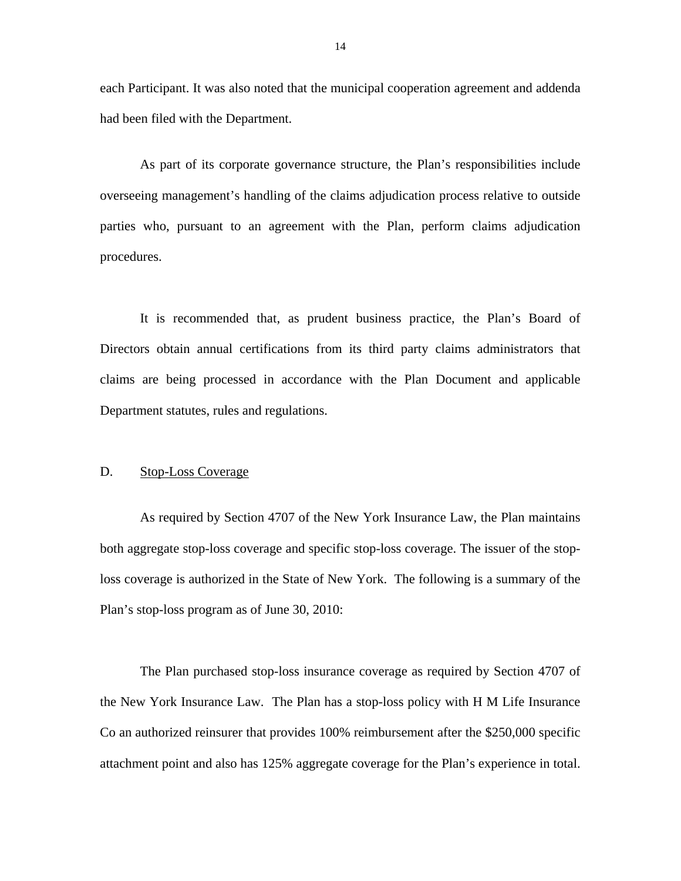each Participant. It was also noted that the municipal cooperation agreement and addenda had been filed with the Department.

As part of its corporate governance structure, the Plan's responsibilities include overseeing management's handling of the claims adjudication process relative to outside parties who, pursuant to an agreement with the Plan, perform claims adjudication procedures.

It is recommended that, as prudent business practice, the Plan's Board of Directors obtain annual certifications from its third party claims administrators that claims are being processed in accordance with the Plan Document and applicable Department statutes, rules and regulations.

## D. Stop-Loss Coverage

As required by Section 4707 of the New York Insurance Law, the Plan maintains both aggregate stop-loss coverage and specific stop-loss coverage. The issuer of the stop-loss coverage is authorized in the State of New York. The following is a summary of the Plan's stop-loss program as of June 30, 2010:

The Plan purchased stop-loss insurance coverage as required by Section 4707 of the New York Insurance Law. The Plan has a stop-loss policy with H M Life Insurance Co an authorized reinsurer that provides 100% reimbursement after the $250,000 specific attachment point and also has 125% aggregate coverage for the Plan's experience in total.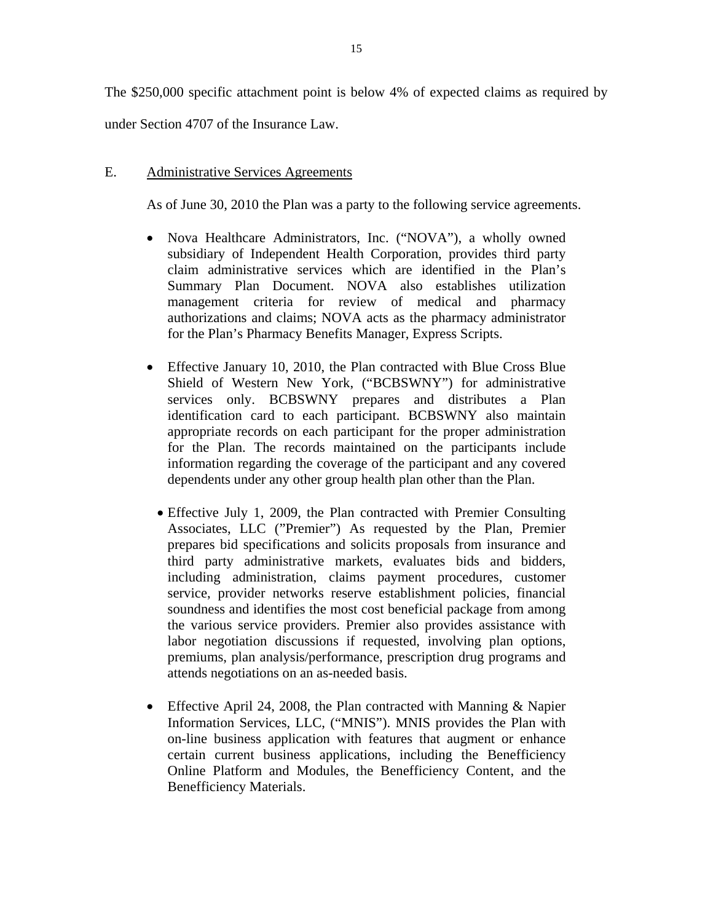The $250,000 specific attachment point is below 4% of expected claims as required by under Section 4707 of the Insurance Law.

E. Administrative Services Agreements

As of June 30, 2010 the Plan was a party to the following service agreements.

- Nova Healthcare Administrators, Inc. ("NOVA"), a wholly owned subsidiary of Independent Health Corporation, provides third party claim administrative services which are identified in the Plan's Summary Plan Document. NOVA also establishes utilization management criteria for review of medical and pharmacy authorizations and claims; NOVA acts as the pharmacy administrator for the Plan's Pharmacy Benefits Manager, Express Scripts.

- Effective January 10, 2010, the Plan contracted with Blue Cross Blue Shield of Western New York, ("BCBSWNY") for administrative services only. BCBSWNY prepares and distributes a Plan identification card to each participant. BCBSWNY also maintain appropriate records on each participant for the proper administration for the Plan. The records maintained on the participants include information regarding the coverage of the participant and any covered dependents under any other group health plan other than the Plan.

- Effective July 1, 2009, the Plan contracted with Premier Consulting Associates, LLC ("Premier") As requested by the Plan, Premier prepares bid specifications and solicits proposals from insurance and third party administrative markets, evaluates bids and bidders, including administration, claims payment procedures, customer service, provider networks reserve establishment policies, financial soundness and identifies the most cost beneficial package from among the various service providers. Premier also provides assistance with labor negotiation discussions if requested, involving plan options, premiums, plan analysis/performance, prescription drug programs and attends negotiations on an as-needed basis.

- Effective April 24, 2008, the Plan contracted with Manning & Napier Information Services, LLC, ("MNIS"). MNIS provides the Plan with on-line business application with features that augment or enhance certain current business applications, including the Benefficiency Online Platform and Modules, the Benefficiency Content, and the Benefficiency Materials.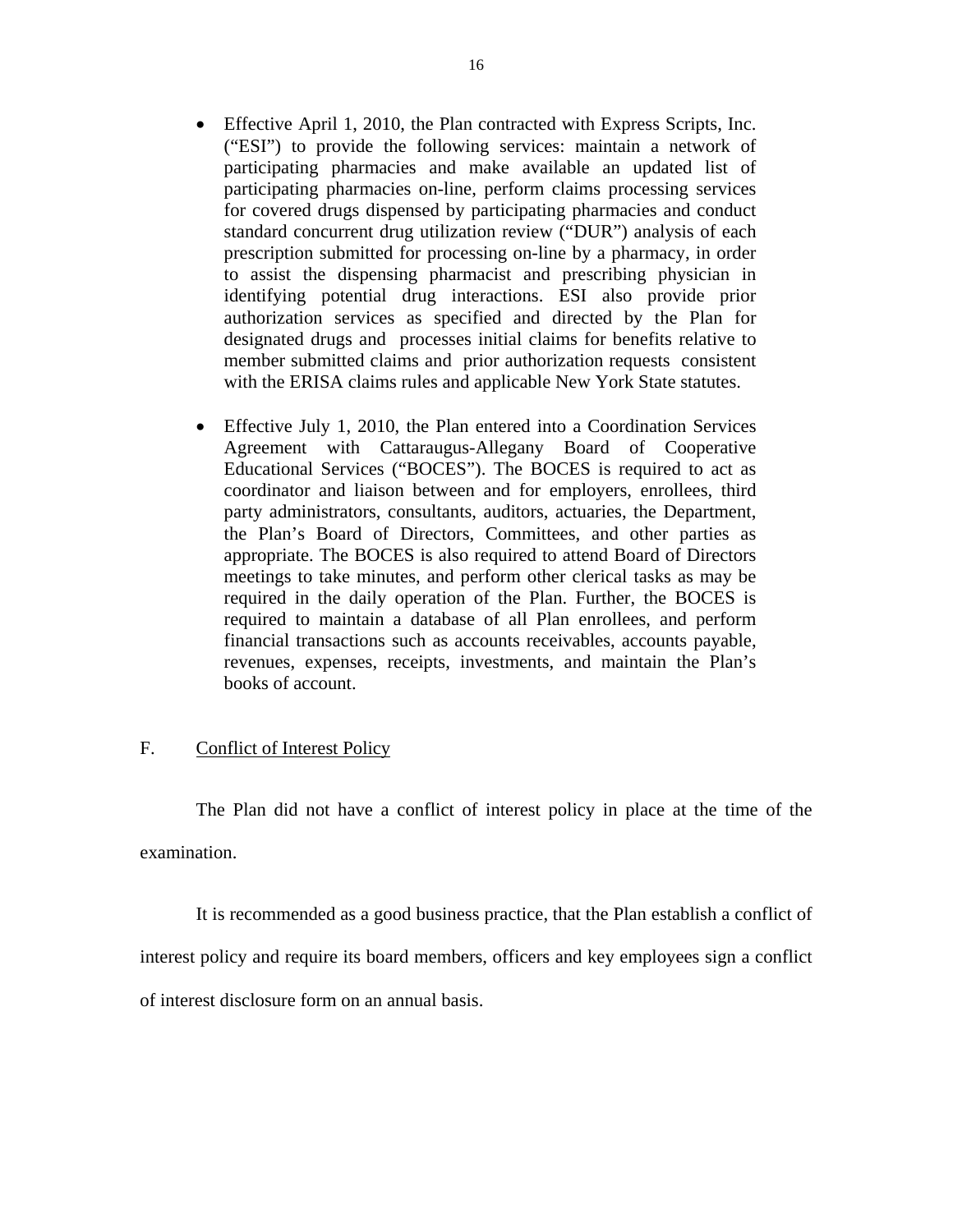- Effective April 1, 2010, the Plan contracted with Express Scripts, Inc. ("ESI") to provide the following services: maintain a network of participating pharmacies and make available an updated list of participating pharmacies on-line, perform claims processing services for covered drugs dispensed by participating pharmacies and conduct standard concurrent drug utilization review ("DUR") analysis of each prescription submitted for processing on-line by a pharmacy, in order to assist the dispensing pharmacist and prescribing physician in identifying potential drug interactions. ESI also provide prior authorization services as specified and directed by the Plan for designated drugs and processes initial claims for benefits relative to member submitted claims and prior authorization requests consistent with the ERISA claims rules and applicable New York State statutes.

- Effective July 1, 2010, the Plan entered into a Coordination Services Agreement with Cattaraugus-Allegany Board of Cooperative Educational Services ("BOCES"). The BOCES is required to act as coordinator and liaison between and for employers, enrollees, third party administrators, consultants, auditors, actuaries, the Department, the Plan's Board of Directors, Committees, and other parties as appropriate. The BOCES is also required to attend Board of Directors meetings to take minutes, and perform other clerical tasks as may be required in the daily operation of the Plan. Further, the BOCES is required to maintain a database of all Plan enrollees, and perform financial transactions such as accounts receivables, accounts payable, revenues, expenses, receipts, investments, and maintain the Plan's books of account.

## F. Conflict of Interest Policy

The Plan did not have a conflict of interest policy in place at the time of the examination.

It is recommended as a good business practice, that the Plan establish a conflict of interest policy and require its board members, officers and key employees sign a conflict of interest disclosure form on an annual basis.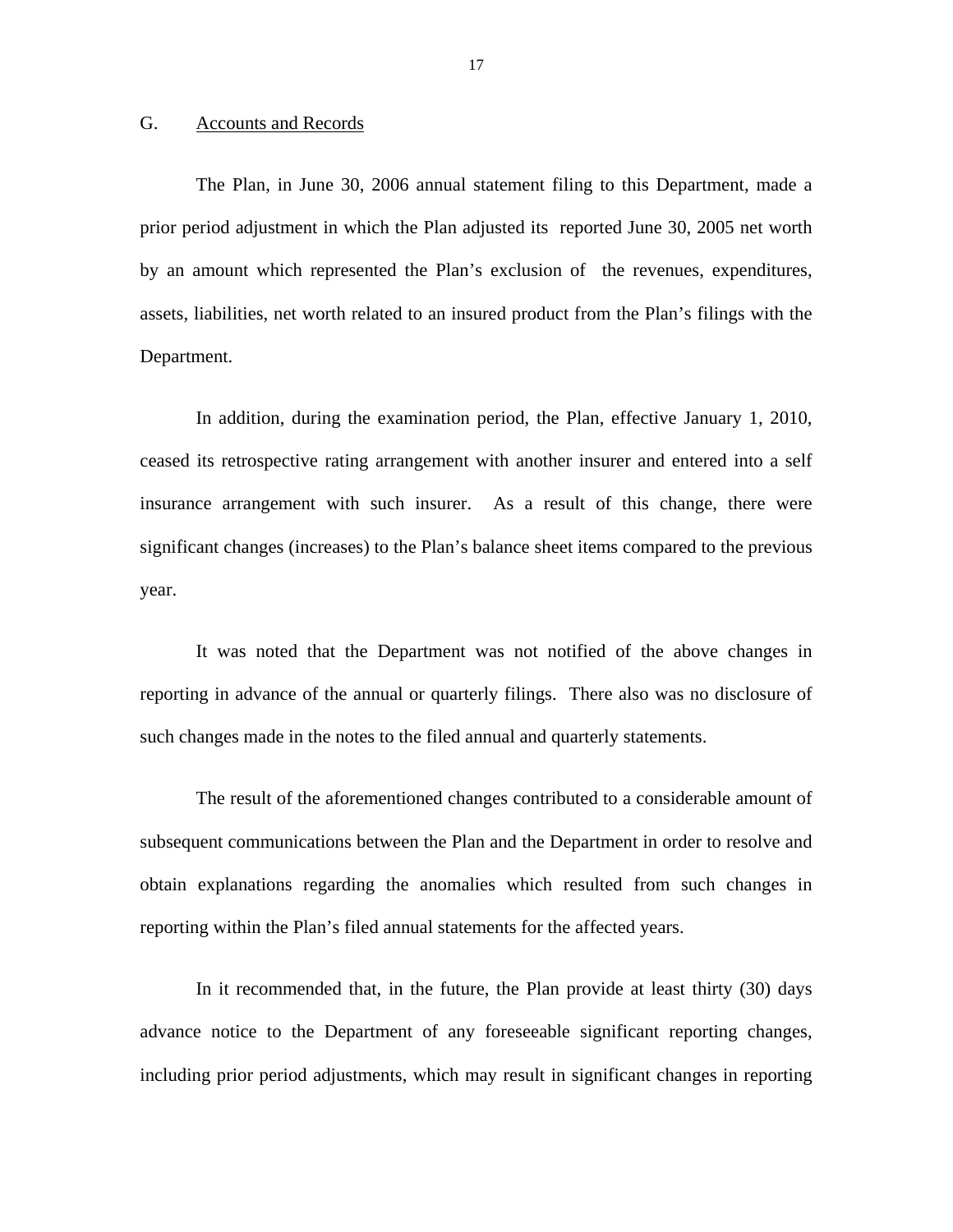## G. Accounts and Records

The Plan, in June 30, 2006 annual statement filing to this Department, made a prior period adjustment in which the Plan adjusted its reported June 30, 2005 net worth by an amount which represented the Plan's exclusion of the revenues, expenditures, assets, liabilities, net worth related to an insured product from the Plan's filings with the Department.

In addition, during the examination period, the Plan, effective January 1, 2010, ceased its retrospective rating arrangement with another insurer and entered into a self insurance arrangement with such insurer. As a result of this change, there were significant changes (increases) to the Plan's balance sheet items compared to the previous year.

It was noted that the Department was not notified of the above changes in reporting in advance of the annual or quarterly filings. There also was no disclosure of such changes made in the notes to the filed annual and quarterly statements.

The result of the aforementioned changes contributed to a considerable amount of subsequent communications between the Plan and the Department in order to resolve and obtain explanations regarding the anomalies which resulted from such changes in reporting within the Plan's filed annual statements for the affected years.

In it recommended that, in the future, the Plan provide at least thirty (30) days advance notice to the Department of any foreseeable significant reporting changes, including prior period adjustments, which may result in significant changes in reporting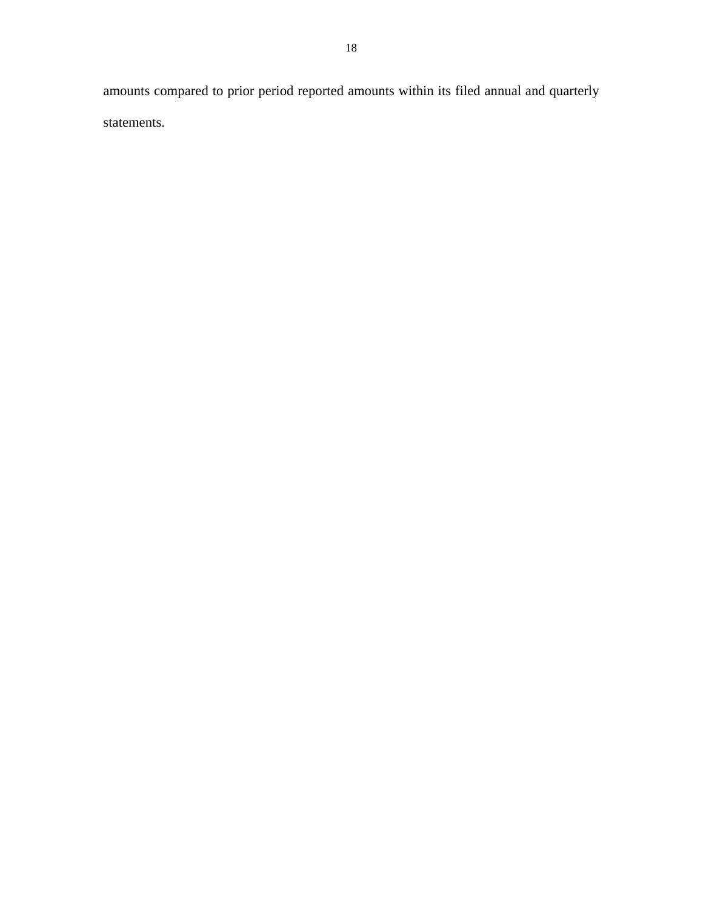amounts compared to prior period reported amounts within its filed annual and quarterly statements.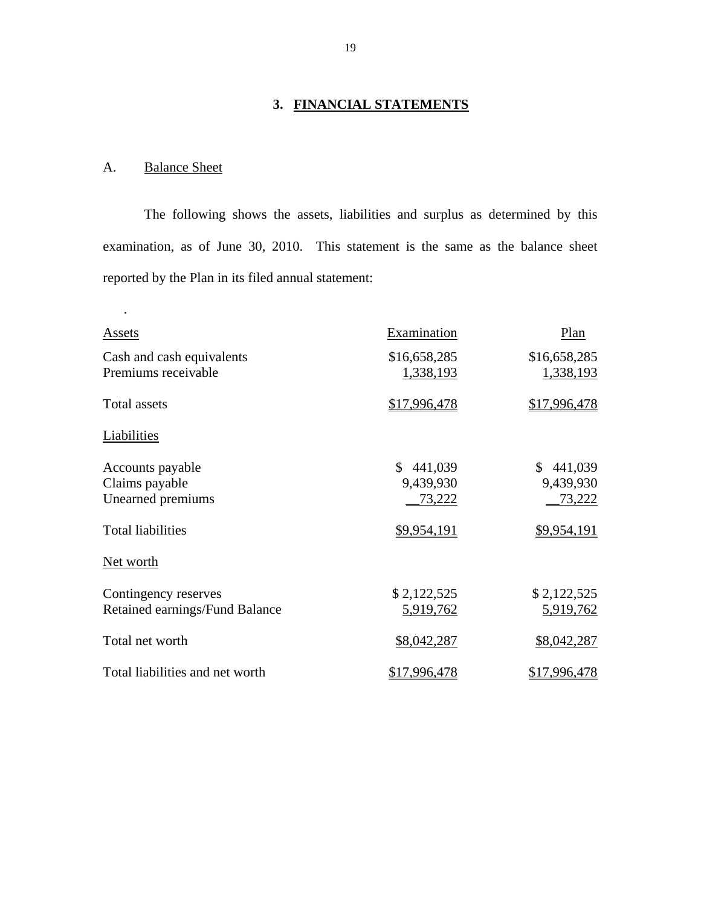## 3. FINANCIAL STATEMENTS

A. Balance Sheet

The following shows the assets, liabilities and surplus as determined by this examination, as of June 30, 2010. This statement is the same as the balance sheet reported by the Plan in its filed annual statement:

.

| Assets | Examination | Plan |
|---|---|---|
| Cash and cash equivalents | $16,658,285 | $16,658,285 |
| Premiums receivable | 1,338,193 | 1,338,193 |
| Total assets | $17,996,478 | $17,996,478 |
| **Liabilities** | | |
| Accounts payable | $ 441,039 | $ 441,039 |
| Claims payable | 9,439,930 | 9,439,930 |
| Unearned premiums | 73,222 | 73,222 |
| Total liabilities | $9,954,191 | $9,954,191 |
| **Net worth** | | |
| Contingency reserves | $ 2,122,525 | $ 2,122,525 |
| Retained earnings/Fund Balance | 5,919,762 | 5,919,762 |
| Total net worth | $8,042,287 | $8,042,287 |
| Total liabilities and net worth | $17,996,478 | $17,996,478 |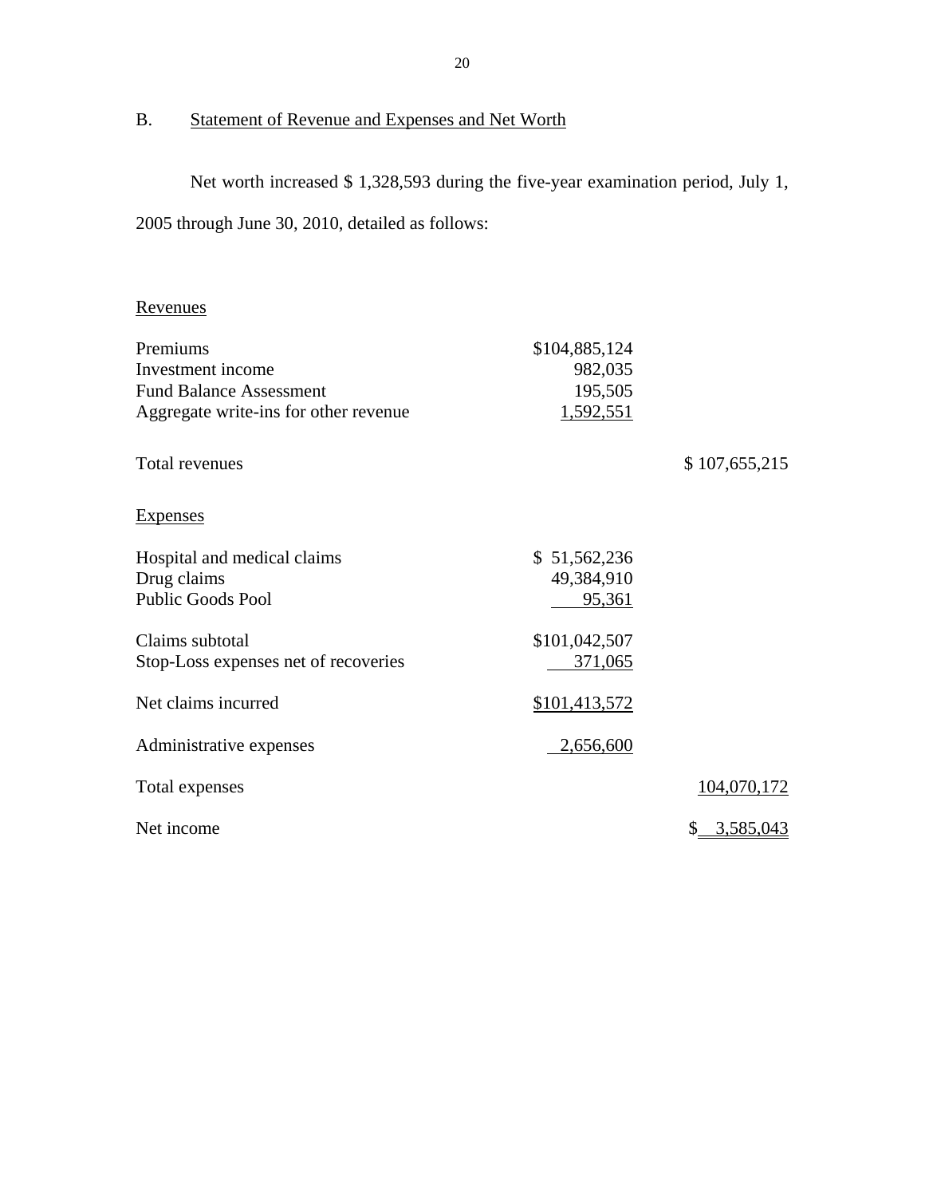## B. Statement of Revenue and Expenses and Net Worth

Net worth increased $ 1,328,593 during the five-year examination period, July 1, 2005 through June 30, 2010, detailed as follows:

| | | |
|---|---|---|
| Revenues | | |
| Premiums | $104,885,124 | |
| Investment income | 982,035 | |
| Fund Balance Assessment | 195,505 | |
| Aggregate write-ins for other revenue | 1,592,551 | |
| Total revenues | | $ 107,655,215 |
| Expenses | | |
| Hospital and medical claims | $ 51,562,236 | |
| Drug claims | 49,384,910 | |
| Public Goods Pool | 95,361 | |
| Claims subtotal | $101,042,507 | |
| Stop-Loss expenses net of recoveries | 371,065 | |
| Net claims incurred | $101,413,572 | |
| Administrative expenses | 2,656,600 | |
| Total expenses | | 104,070,172 |
| Net income | | $ 3,585,043 |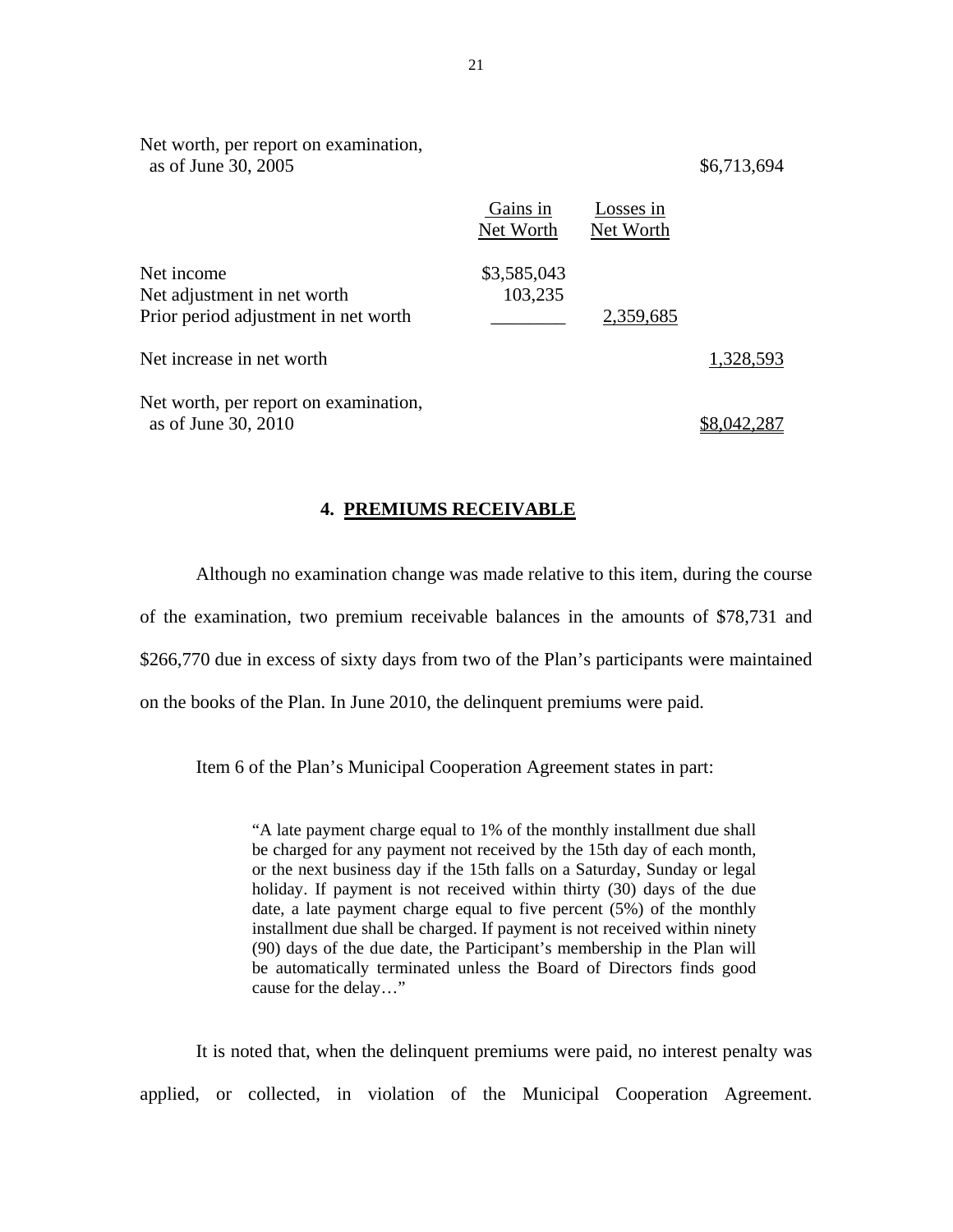| | Gains in Net Worth | Losses in Net Worth | |
|---|---|---|---|
| Net worth, per report on examination, as of June 30, 2005 | | | $6,713,694 |
| Net income | $3,585,043 | | |
| Net adjustment in net worth | 103,235 | | |
| Prior period adjustment in net worth | ________ | 2,359,685 | |
| Net increase in net worth | | | 1,328,593 |
| Net worth, per report on examination, as of June 30, 2010 | | | $8,042,287 |

## 4. PREMIUMS RECEIVABLE

Although no examination change was made relative to this item, during the course of the examination, two premium receivable balances in the amounts of $78,731 and $266,770 due in excess of sixty days from two of the Plan's participants were maintained on the books of the Plan. In June 2010, the delinquent premiums were paid.

Item 6 of the Plan's Municipal Cooperation Agreement states in part:

> "A late payment charge equal to 1% of the monthly installment due shall be charged for any payment not received by the 15th day of each month, or the next business day if the 15th falls on a Saturday, Sunday or legal holiday. If payment is not received within thirty (30) days of the due date, a late payment charge equal to five percent (5%) of the monthly installment due shall be charged. If payment is not received within ninety (90) days of the due date, the Participant's membership in the Plan will be automatically terminated unless the Board of Directors finds good cause for the delay…"

It is noted that, when the delinquent premiums were paid, no interest penalty was applied, or collected, in violation of the Municipal Cooperation Agreement.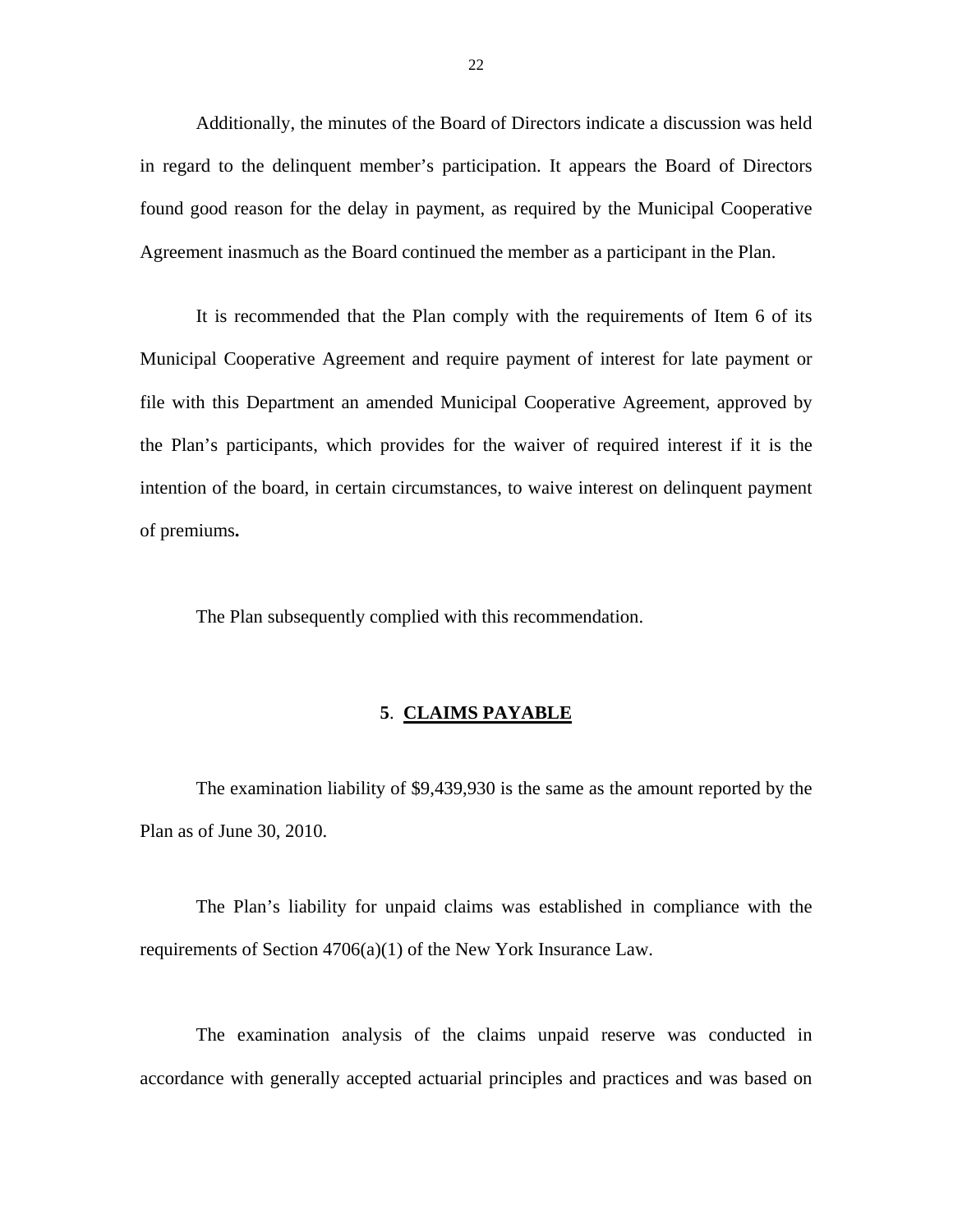Additionally, the minutes of the Board of Directors indicate a discussion was held in regard to the delinquent member's participation. It appears the Board of Directors found good reason for the delay in payment, as required by the Municipal Cooperative Agreement inasmuch as the Board continued the member as a participant in the Plan.

It is recommended that the Plan comply with the requirements of Item 6 of its Municipal Cooperative Agreement and require payment of interest for late payment or file with this Department an amended Municipal Cooperative Agreement, approved by the Plan's participants, which provides for the waiver of required interest if it is the intention of the board, in certain circumstances, to waive interest on delinquent payment of premiums**.**

The Plan subsequently complied with this recommendation.

## 5. CLAIMS PAYABLE

The examination liability of $9,439,930 is the same as the amount reported by the Plan as of June 30, 2010.

The Plan's liability for unpaid claims was established in compliance with the requirements of Section 4706(a)(1) of the New York Insurance Law.

The examination analysis of the claims unpaid reserve was conducted in accordance with generally accepted actuarial principles and practices and was based on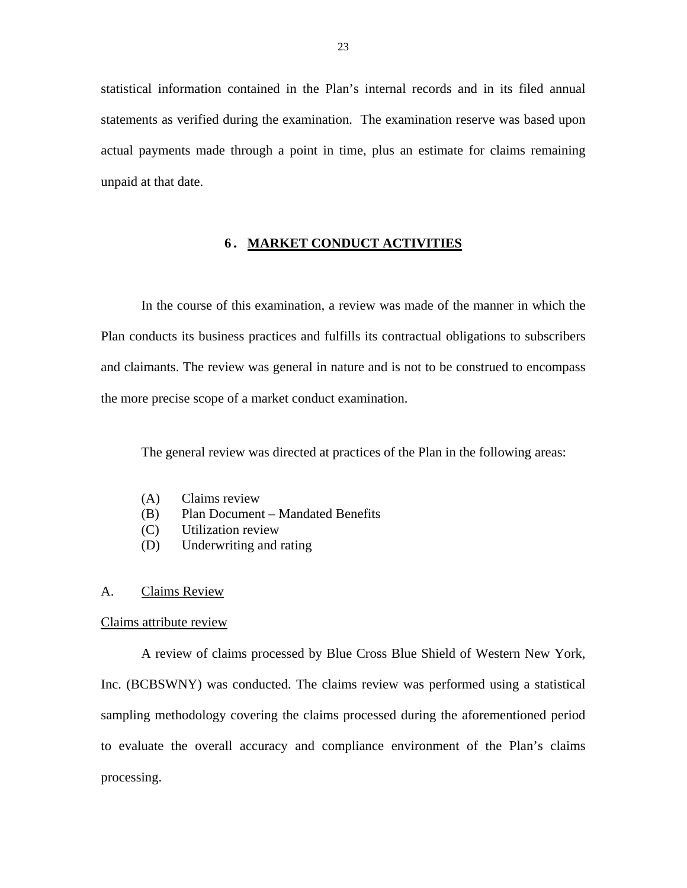statistical information contained in the Plan's internal records and in its filed annual statements as verified during the examination. The examination reserve was based upon actual payments made through a point in time, plus an estimate for claims remaining unpaid at that date.

## 6. MARKET CONDUCT ACTIVITIES

In the course of this examination, a review was made of the manner in which the Plan conducts its business practices and fulfills its contractual obligations to subscribers and claimants. The review was general in nature and is not to be construed to encompass the more precise scope of a market conduct examination.

The general review was directed at practices of the Plan in the following areas:

(A) Claims review
(B) Plan Document – Mandated Benefits
(C) Utilization review
(D) Underwriting and rating

### A. Claims Review

Claims attribute review

A review of claims processed by Blue Cross Blue Shield of Western New York, Inc. (BCBSWNY) was conducted. The claims review was performed using a statistical sampling methodology covering the claims processed during the aforementioned period to evaluate the overall accuracy and compliance environment of the Plan's claims processing.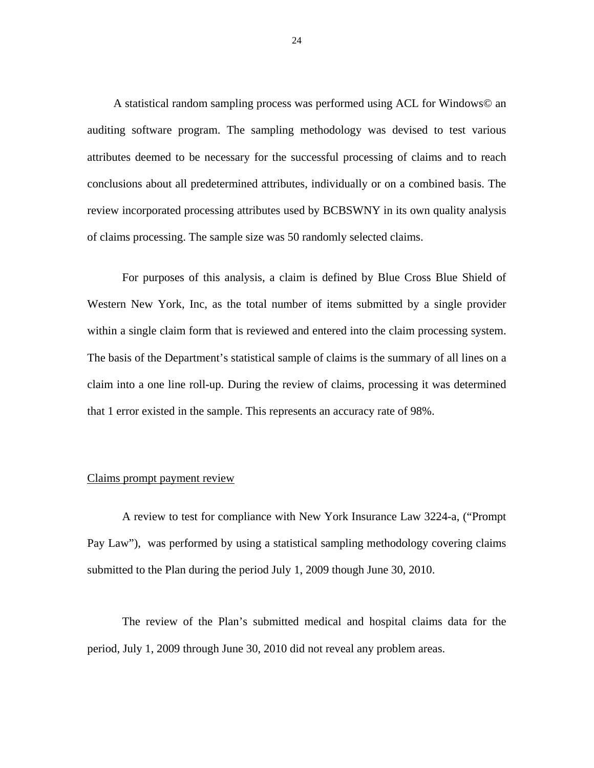A statistical random sampling process was performed using ACL for Windows© an auditing software program. The sampling methodology was devised to test various attributes deemed to be necessary for the successful processing of claims and to reach conclusions about all predetermined attributes, individually or on a combined basis. The review incorporated processing attributes used by BCBSWNY in its own quality analysis of claims processing. The sample size was 50 randomly selected claims.

For purposes of this analysis, a claim is defined by Blue Cross Blue Shield of Western New York, Inc, as the total number of items submitted by a single provider within a single claim form that is reviewed and entered into the claim processing system. The basis of the Department's statistical sample of claims is the summary of all lines on a claim into a one line roll-up. During the review of claims, processing it was determined that 1 error existed in the sample. This represents an accuracy rate of 98%.

<u>Claims prompt payment review</u>

A review to test for compliance with New York Insurance Law 3224-a, ("Prompt Pay Law"), was performed by using a statistical sampling methodology covering claims submitted to the Plan during the period July 1, 2009 though June 30, 2010.

The review of the Plan's submitted medical and hospital claims data for the period, July 1, 2009 through June 30, 2010 did not reveal any problem areas.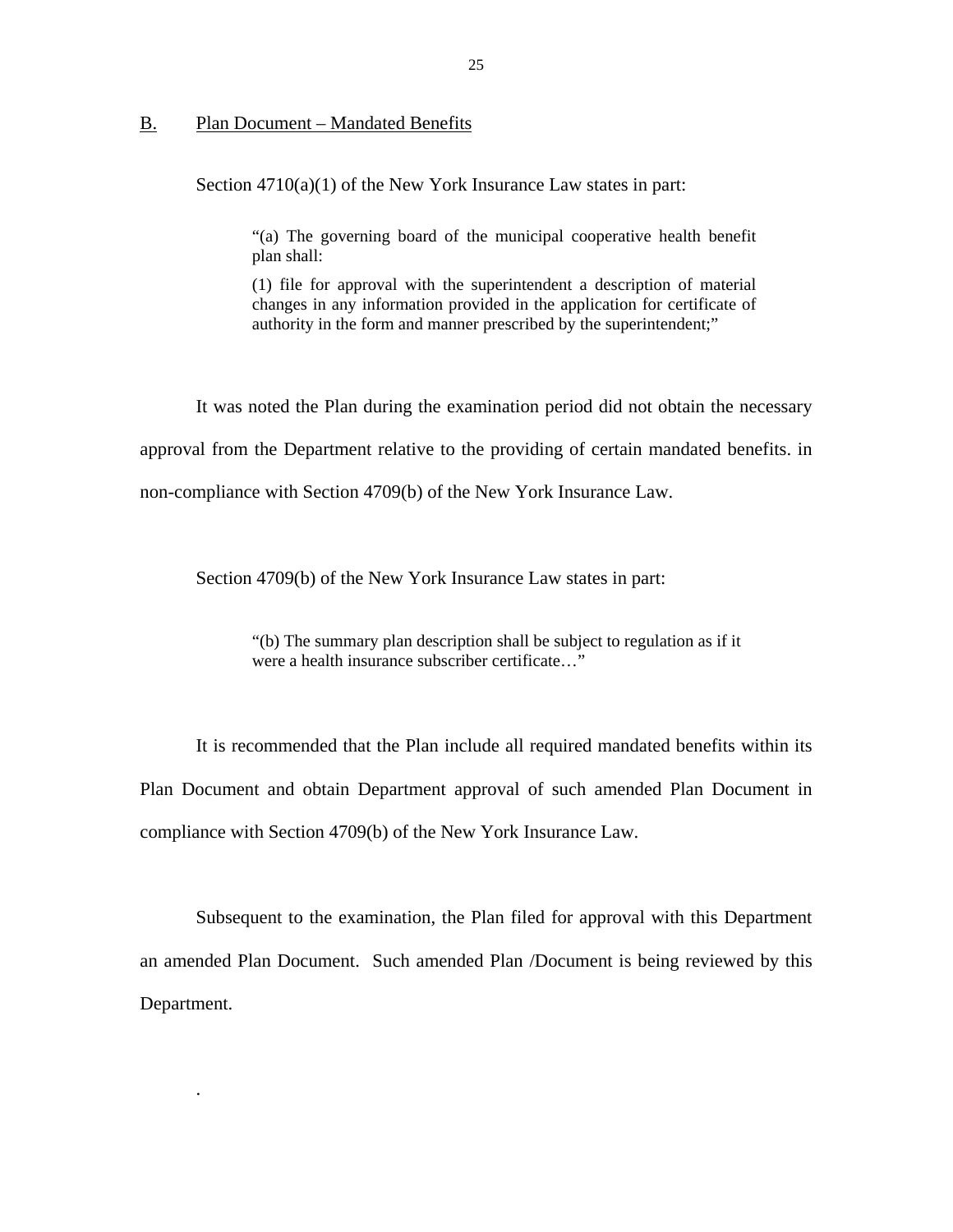## B. Plan Document – Mandated Benefits

Section 4710(a)(1) of the New York Insurance Law states in part:

> "(a) The governing board of the municipal cooperative health benefit plan shall:
>
> (1) file for approval with the superintendent a description of material changes in any information provided in the application for certificate of authority in the form and manner prescribed by the superintendent;"

It was noted the Plan during the examination period did not obtain the necessary approval from the Department relative to the providing of certain mandated benefits. in non-compliance with Section 4709(b) of the New York Insurance Law.

Section 4709(b) of the New York Insurance Law states in part:

> "(b) The summary plan description shall be subject to regulation as if it were a health insurance subscriber certificate…"

It is recommended that the Plan include all required mandated benefits within its Plan Document and obtain Department approval of such amended Plan Document in compliance with Section 4709(b) of the New York Insurance Law.

Subsequent to the examination, the Plan filed for approval with this Department an amended Plan Document. Such amended Plan /Document is being reviewed by this Department.

.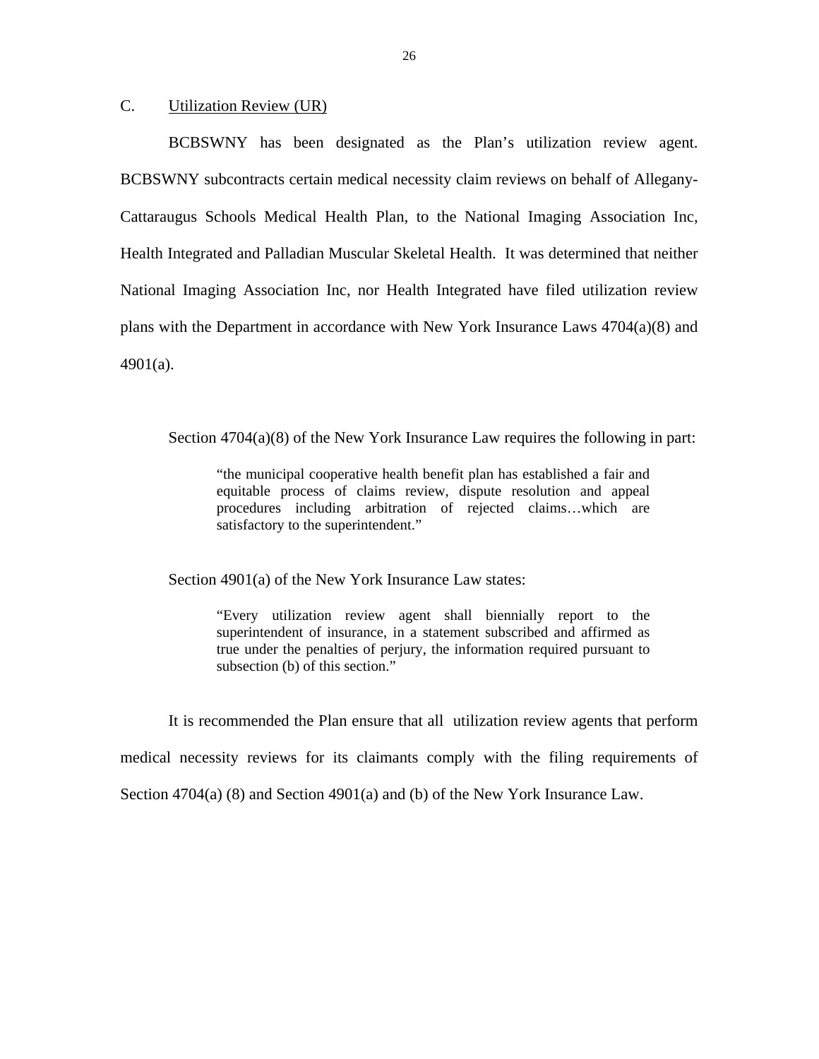## C. Utilization Review (UR)

BCBSWNY has been designated as the Plan's utilization review agent. BCBSWNY subcontracts certain medical necessity claim reviews on behalf of Allegany-Cattaraugus Schools Medical Health Plan, to the National Imaging Association Inc, Health Integrated and Palladian Muscular Skeletal Health. It was determined that neither National Imaging Association Inc, nor Health Integrated have filed utilization review plans with the Department in accordance with New York Insurance Laws 4704(a)(8) and 4901(a).

Section 4704(a)(8) of the New York Insurance Law requires the following in part:

> "the municipal cooperative health benefit plan has established a fair and equitable process of claims review, dispute resolution and appeal procedures including arbitration of rejected claims…which are satisfactory to the superintendent."

Section 4901(a) of the New York Insurance Law states:

> "Every utilization review agent shall biennially report to the superintendent of insurance, in a statement subscribed and affirmed as true under the penalties of perjury, the information required pursuant to subsection (b) of this section."

It is recommended the Plan ensure that all utilization review agents that perform medical necessity reviews for its claimants comply with the filing requirements of Section 4704(a) (8) and Section 4901(a) and (b) of the New York Insurance Law.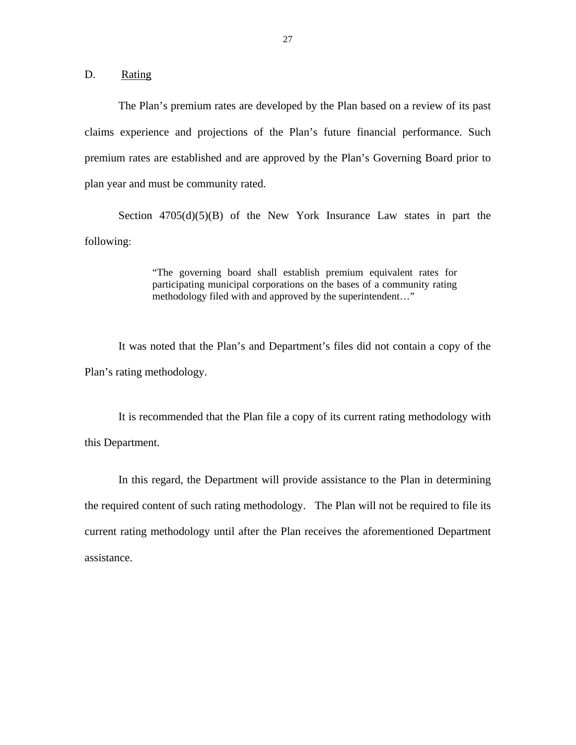## D. Rating

The Plan's premium rates are developed by the Plan based on a review of its past claims experience and projections of the Plan's future financial performance. Such premium rates are established and are approved by the Plan's Governing Board prior to plan year and must be community rated.

Section 4705(d)(5)(B) of the New York Insurance Law states in part the following:

> "The governing board shall establish premium equivalent rates for participating municipal corporations on the bases of a community rating methodology filed with and approved by the superintendent…"

It was noted that the Plan's and Department's files did not contain a copy of the Plan's rating methodology.

It is recommended that the Plan file a copy of its current rating methodology with this Department.

In this regard, the Department will provide assistance to the Plan in determining the required content of such rating methodology. The Plan will not be required to file its current rating methodology until after the Plan receives the aforementioned Department assistance.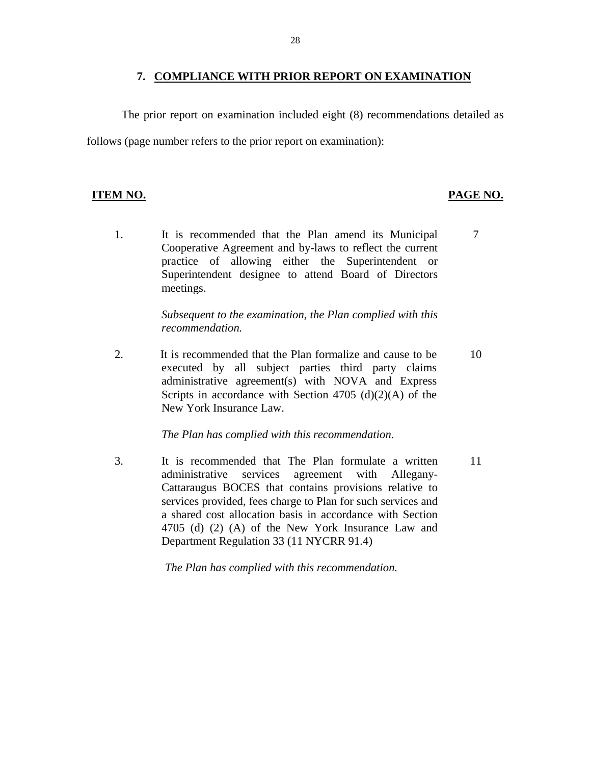## 7. COMPLIANCE WITH PRIOR REPORT ON EXAMINATION

The prior report on examination included eight (8) recommendations detailed as follows (page number refers to the prior report on examination):

| ITEM NO. | | PAGE NO. |
|---|---|---|
| 1. | It is recommended that the Plan amend its Municipal Cooperative Agreement and by-laws to reflect the current practice of allowing either the Superintendent or Superintendent designee to attend Board of Directors meetings.<br><br>*Subsequent to the examination, the Plan complied with this recommendation.* | 7 |
| 2. | It is recommended that the Plan formalize and cause to be executed by all subject parties third party claims administrative agreement(s) with NOVA and Express Scripts in accordance with Section 4705 (d)(2)(A) of the New York Insurance Law.<br><br>*The Plan has complied with this recommendation.* | 10 |
| 3. | It is recommended that The Plan formulate a written administrative services agreement with Allegany-Cattaraugus BOCES that contains provisions relative to services provided, fees charge to Plan for such services and a shared cost allocation basis in accordance with Section 4705 (d) (2) (A) of the New York Insurance Law and Department Regulation 33 (11 NYCRR 91.4)<br><br>*The Plan has complied with this recommendation.* | 11 |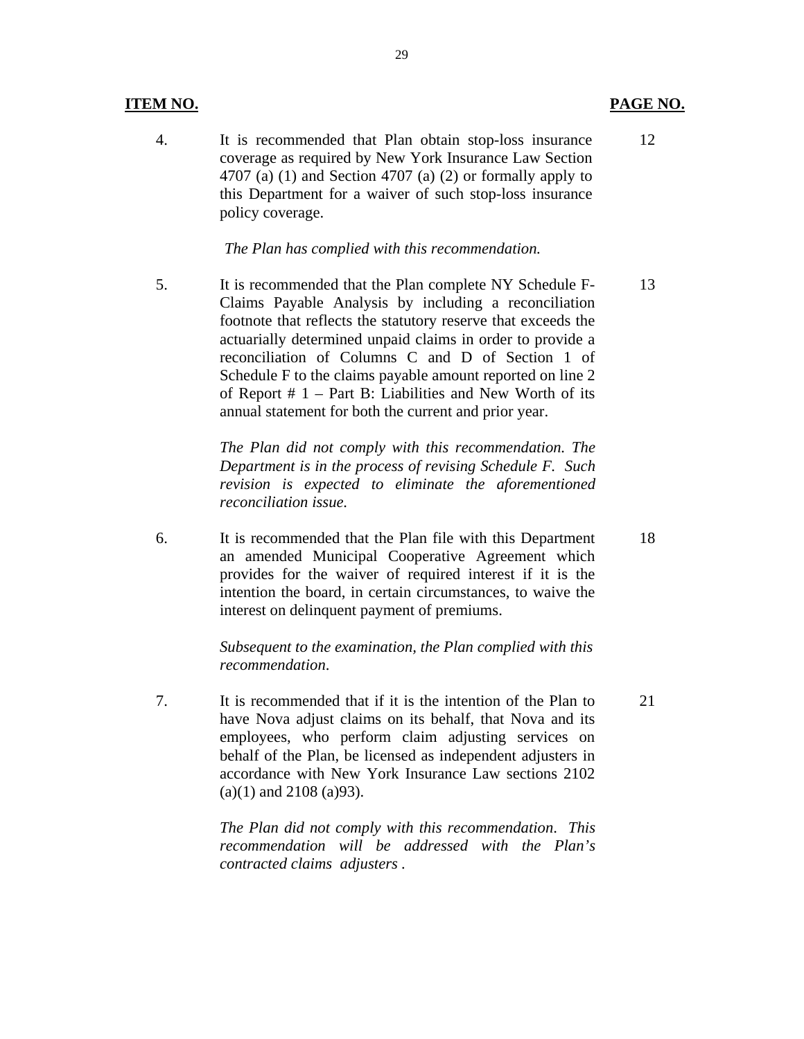| **ITEM NO.** | | **PAGE NO.** |
|---|---|---|
| 4. | It is recommended that Plan obtain stop-loss insurance coverage as required by New York Insurance Law Section 4707 (a) (1) and Section 4707 (a) (2) or formally apply to this Department for a waiver of such stop-loss insurance policy coverage.<br><br>*The Plan has complied with this recommendation.* | 12 |
| 5. | It is recommended that the Plan complete NY Schedule F-Claims Payable Analysis by including a reconciliation footnote that reflects the statutory reserve that exceeds the actuarially determined unpaid claims in order to provide a reconciliation of Columns C and D of Section 1 of Schedule F to the claims payable amount reported on line 2 of Report # 1 – Part B: Liabilities and New Worth of its annual statement for both the current and prior year.<br><br>*The Plan did not comply with this recommendation. The Department is in the process of revising Schedule F. Such revision is expected to eliminate the aforementioned reconciliation issue.* | 13 |
| 6. | It is recommended that the Plan file with this Department an amended Municipal Cooperative Agreement which provides for the waiver of required interest if it is the intention the board, in certain circumstances, to waive the interest on delinquent payment of premiums.<br><br>*Subsequent to the examination, the Plan complied with this recommendation.* | 18 |
| 7. | It is recommended that if it is the intention of the Plan to have Nova adjust claims on its behalf, that Nova and its employees, who perform claim adjusting services on behalf of the Plan, be licensed as independent adjusters in accordance with New York Insurance Law sections 2102 (a)(1) and 2108 (a)93).<br><br>*The Plan did not comply with this recommendation. This recommendation will be addressed with the Plan's contracted claims adjusters .* | 21 |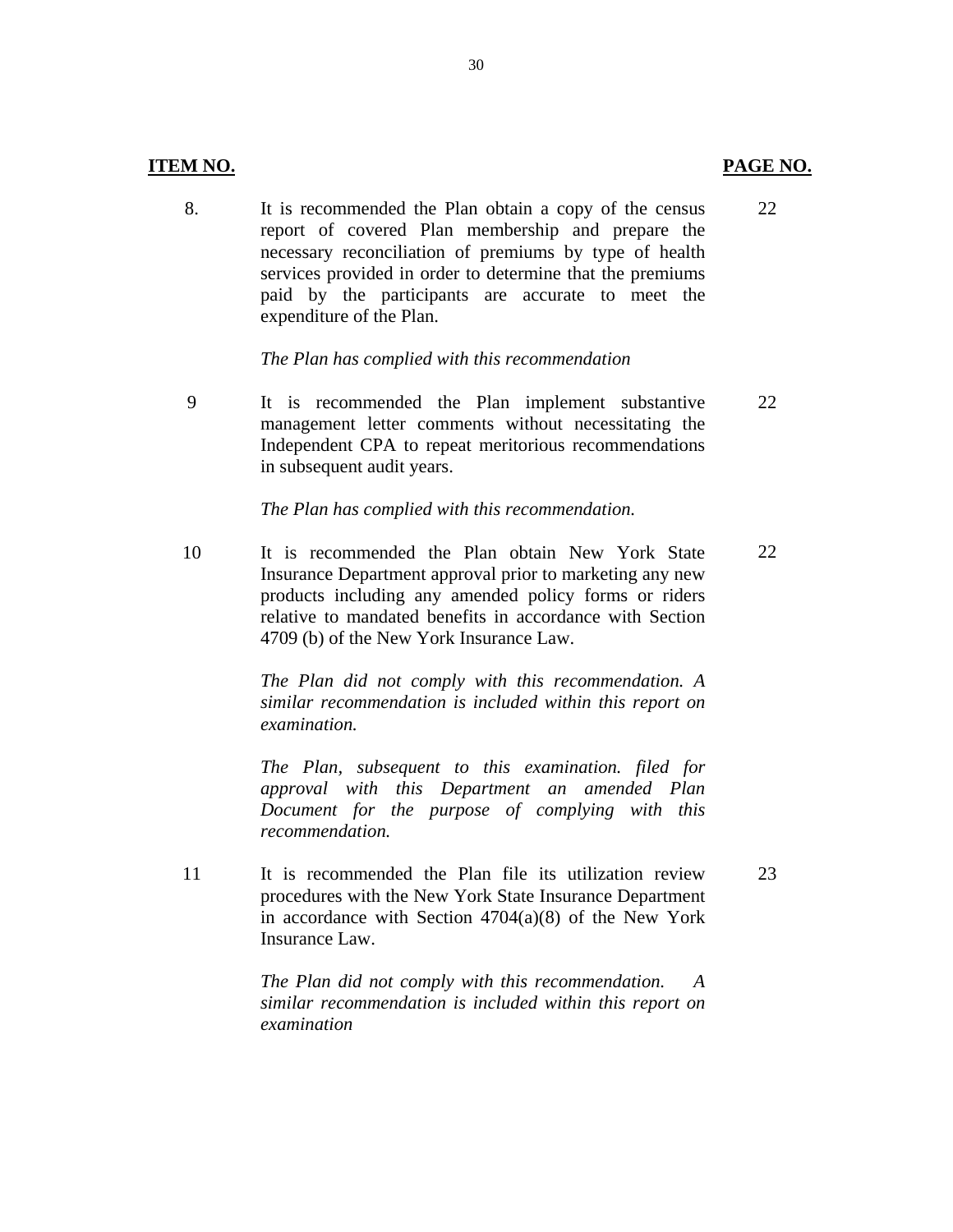| ITEM NO. | | PAGE NO. |
|---|---|---|
| 8. | It is recommended the Plan obtain a copy of the census report of covered Plan membership and prepare the necessary reconciliation of premiums by type of health services provided in order to determine that the premiums paid by the participants are accurate to meet the expenditure of the Plan.<br><br>*The Plan has complied with this recommendation* | 22 |
| 9 | It is recommended the Plan implement substantive management letter comments without necessitating the Independent CPA to repeat meritorious recommendations in subsequent audit years.<br><br>*The Plan has complied with this recommendation.* | 22 |
| 10 | It is recommended the Plan obtain New York State Insurance Department approval prior to marketing any new products including any amended policy forms or riders relative to mandated benefits in accordance with Section 4709 (b) of the New York Insurance Law.<br><br>*The Plan did not comply with this recommendation. A similar recommendation is included within this report on examination.*<br><br>*The Plan, subsequent to this examination. filed for approval with this Department an amended Plan Document for the purpose of complying with this recommendation.* | 22 |
| 11 | It is recommended the Plan file its utilization review procedures with the New York State Insurance Department in accordance with Section 4704(a)(8) of the New York Insurance Law.<br><br>*The Plan did not comply with this recommendation. A similar recommendation is included within this report on examination* | 23 |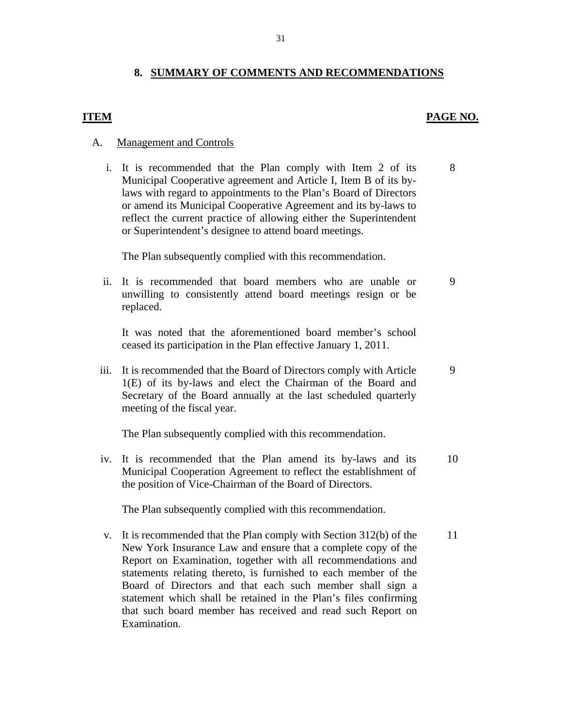## 8. SUMMARY OF COMMENTS AND RECOMMENDATIONS

| ITEM | PAGE NO. |
|---|---|
| A. Management and Controls | |
| i. It is recommended that the Plan comply with Item 2 of its Municipal Cooperative agreement and Article I, Item B of its by-laws with regard to appointments to the Plan's Board of Directors or amend its Municipal Cooperative Agreement and its by-laws to reflect the current practice of allowing either the Superintendent or Superintendent's designee to attend board meetings.<br><br>The Plan subsequently complied with this recommendation. | 8 |
| ii. It is recommended that board members who are unable or unwilling to consistently attend board meetings resign or be replaced.<br><br>It was noted that the aforementioned board member's school ceased its participation in the Plan effective January 1, 2011. | 9 |
| iii. It is recommended that the Board of Directors comply with Article 1(E) of its by-laws and elect the Chairman of the Board and Secretary of the Board annually at the last scheduled quarterly meeting of the fiscal year.<br><br>The Plan subsequently complied with this recommendation. | 9 |
| iv. It is recommended that the Plan amend its by-laws and its Municipal Cooperation Agreement to reflect the establishment of the position of Vice-Chairman of the Board of Directors.<br><br>The Plan subsequently complied with this recommendation. | 10 |
| v. It is recommended that the Plan comply with Section 312(b) of the New York Insurance Law and ensure that a complete copy of the Report on Examination, together with all recommendations and statements relating thereto, is furnished to each member of the Board of Directors and that each such member shall sign a statement which shall be retained in the Plan's files confirming that such board member has received and read such Report on Examination. | 11 |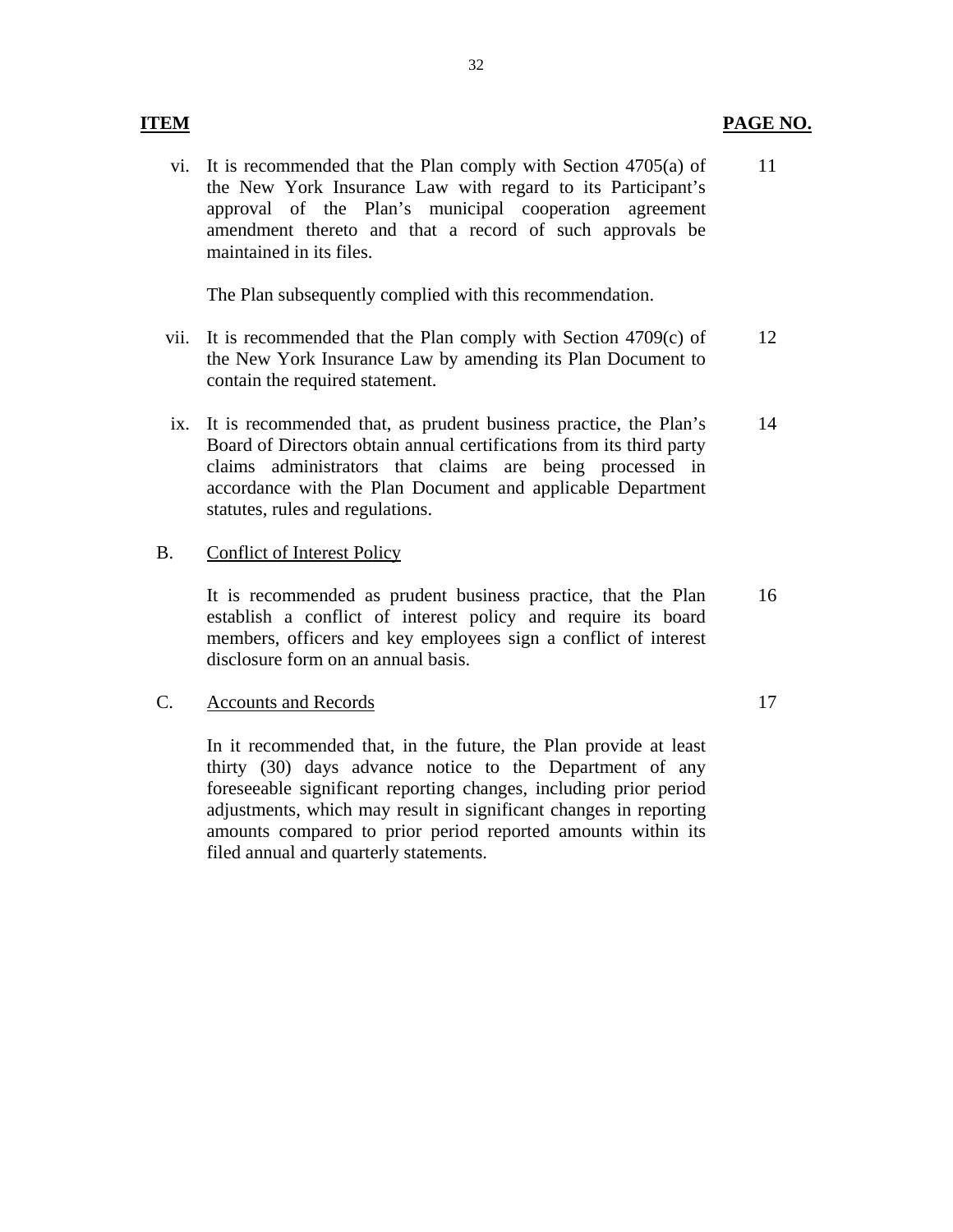| ITEM | | PAGE NO. |
|---|---|---|
| vi. | It is recommended that the Plan comply with Section 4705(a) of the New York Insurance Law with regard to its Participant's approval of the Plan's municipal cooperation agreement amendment thereto and that a record of such approvals be maintained in its files.<br><br>The Plan subsequently complied with this recommendation. | 11 |
| vii. | It is recommended that the Plan comply with Section 4709(c) of the New York Insurance Law by amending its Plan Document to contain the required statement. | 12 |
| ix. | It is recommended that, as prudent business practice, the Plan's Board of Directors obtain annual certifications from its third party claims administrators that claims are being processed in accordance with the Plan Document and applicable Department statutes, rules and regulations. | 14 |
| B. | Conflict of Interest Policy<br><br>It is recommended as prudent business practice, that the Plan establish a conflict of interest policy and require its board members, officers and key employees sign a conflict of interest disclosure form on an annual basis. | 16 |
| C. | Accounts and Records<br><br>In it recommended that, in the future, the Plan provide at least thirty (30) days advance notice to the Department of any foreseeable significant reporting changes, including prior period adjustments, which may result in significant changes in reporting amounts compared to prior period reported amounts within its filed annual and quarterly statements. | 17 |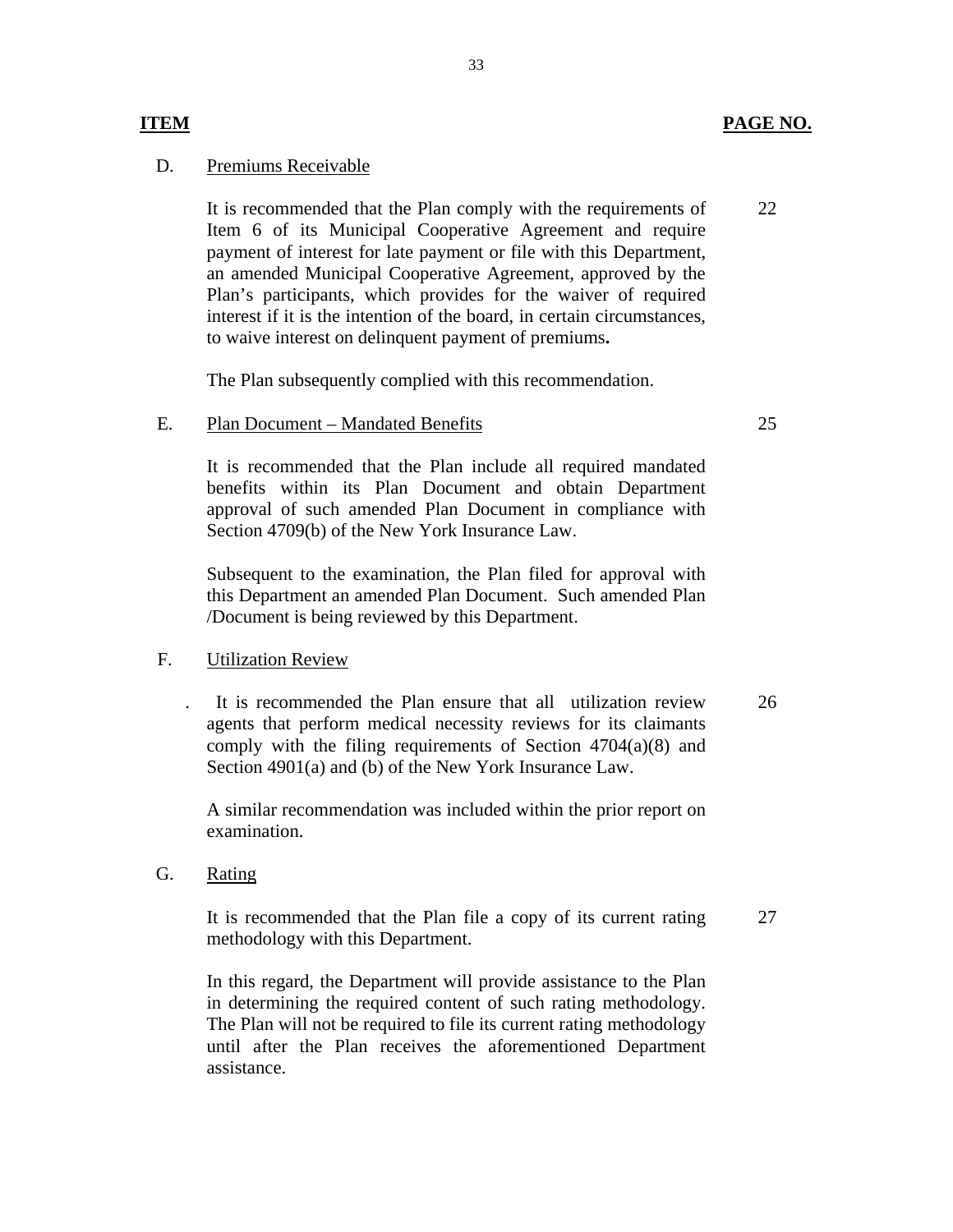| ITEM | | PAGE NO. |
|---|---|---|
| D. | Premiums Receivable | |
| | It is recommended that the Plan comply with the requirements of Item 6 of its Municipal Cooperative Agreement and require payment of interest for late payment or file with this Department, an amended Municipal Cooperative Agreement, approved by the Plan's participants, which provides for the waiver of required interest if it is the intention of the board, in certain circumstances, to waive interest on delinquent payment of premiums**.** | 22 |
| | The Plan subsequently complied with this recommendation. | |
| E. | Plan Document – Mandated Benefits | 25 |
| | It is recommended that the Plan include all required mandated benefits within its Plan Document and obtain Department approval of such amended Plan Document in compliance with Section 4709(b) of the New York Insurance Law. | |
| | Subsequent to the examination, the Plan filed for approval with this Department an amended Plan Document. Such amended Plan /Document is being reviewed by this Department. | |
| F. | Utilization Review | |
| | . It is recommended the Plan ensure that all utilization review agents that perform medical necessity reviews for its claimants comply with the filing requirements of Section 4704(a)(8) and Section 4901(a) and (b) of the New York Insurance Law. | 26 |
| | A similar recommendation was included within the prior report on examination. | |
| G. | Rating | |
| | It is recommended that the Plan file a copy of its current rating methodology with this Department. | 27 |
| | In this regard, the Department will provide assistance to the Plan in determining the required content of such rating methodology. The Plan will not be required to file its current rating methodology until after the Plan receives the aforementioned Department assistance. | |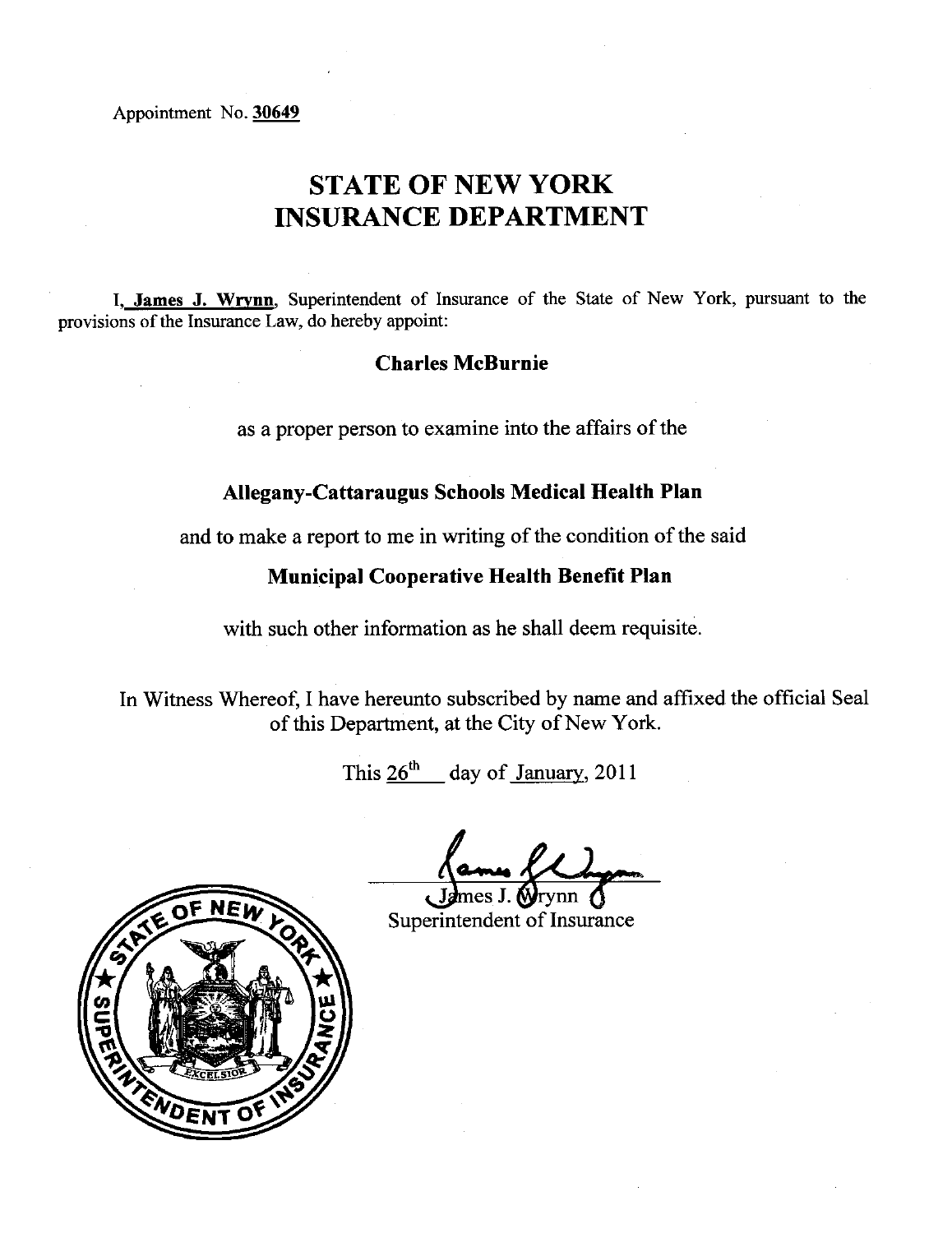Appointment No. **30649**

# STATE OF NEW YORK
# INSURANCE DEPARTMENT

I, **James J. Wrynn**, Superintendent of Insurance of the State of New York, pursuant to the provisions of the Insurance Law, do hereby appoint:

**Charles McBurnie**

as a proper person to examine into the affairs of the

**Allegany-Cattaraugus Schools Medical Health Plan**

and to make a report to me in writing of the condition of the said

**Municipal Cooperative Health Benefit Plan**

with such other information as he shall deem requisite.

In Witness Whereof, I have hereunto subscribed by name and affixed the official Seal of this Department, at the City of New York.

This 26th day of January, 2011

James J. Wrynn
Superintendent of Insurance

STATE OF NEW YORK SUPERINTENDENT OF INSURANCE
EXCELSIOR